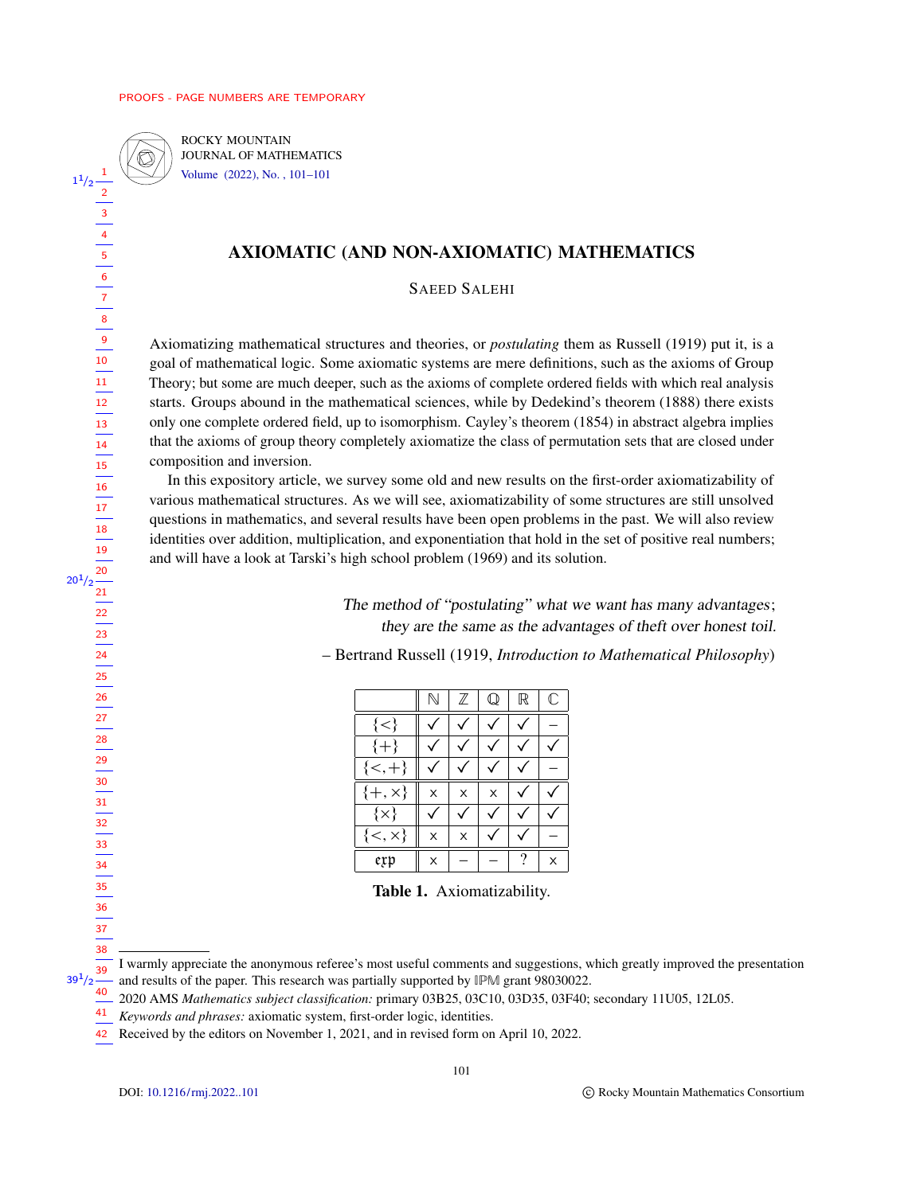# AXIOMATIC (AND NON-AXIOMATIC) MATHEMATICS

SAEED SALEHI

Axiomatizing mathematical structures and theories, or *postulating* them as Russell (1919) put it, is a goal of mathematical logic. Some axiomatic systems are mere definitions, such as the axioms of Group Theory; but some are much deeper, such as the axioms of complete ordered fields with which real analysis starts. Groups abound in the mathematical sciences, while by Dedekind's theorem (1888) there exists only one complete ordered field, up to isomorphism. Cayley's theorem (1854) in abstract algebra implies that the axioms of group theory completely axiomatize the class of permutation sets that are closed under composition and inversion.

In this expository article, we survey some old and new results on the first-order axiomatizability of various mathematical structures. As we will see, axiomatizability of some structures are still unsolved questions in mathematics, and several results have been open problems in the past. We will also review identities over addition, multiplication, and exponentiation that hold in the set of positive real numbers; and will have a look at Tarski's high school problem (1969) and its solution.

> *The method of "postulating" what we want has many advantages;*
> *they are the same as the advantages of theft over honest toil.*
>
> – Bertrand Russell (1919, *Introduction to Mathematical Philosophy*)

| | $\mathbb{N}$ | $\mathbb{Z}$ | $\mathbb{Q}$ | $\mathbb{R}$ | $\mathbb{C}$ |
|---|---|---|---|---|---|
| $\{<\}$ | ✓ | ✓ | ✓ | ✓ | – |
| $\{+\}$ | ✓ | ✓ | ✓ | ✓ | ✓ |
| $\{<,+\}$ | ✓ | ✓ | ✓ | ✓ | – |
| $\{+,\times\}$ | × | × | × | ✓ | ✓ |
| $\{\times\}$ | ✓ | ✓ | ✓ | ✓ | ✓ |
| $\{<,\times\}$ | × | × | ✓ | ✓ | – |
| $\mathfrak{exp}$ | × | – | – | ? | × |

**Table 1.** Axiomatizability.

---

I warmly appreciate the anonymous referee's most useful comments and suggestions, which greatly improved the presentation and results of the paper. This research was partially supported by IPM grant 98030022.

2020 AMS *Mathematics subject classification:* primary 03B25, 03C10, 03D35, 03F40; secondary 11U05, 12L05.

*Keywords and phrases:* axiomatic system, first-order logic, identities.

Received by the editors on November 1, 2021, and in revised form on April 10, 2022.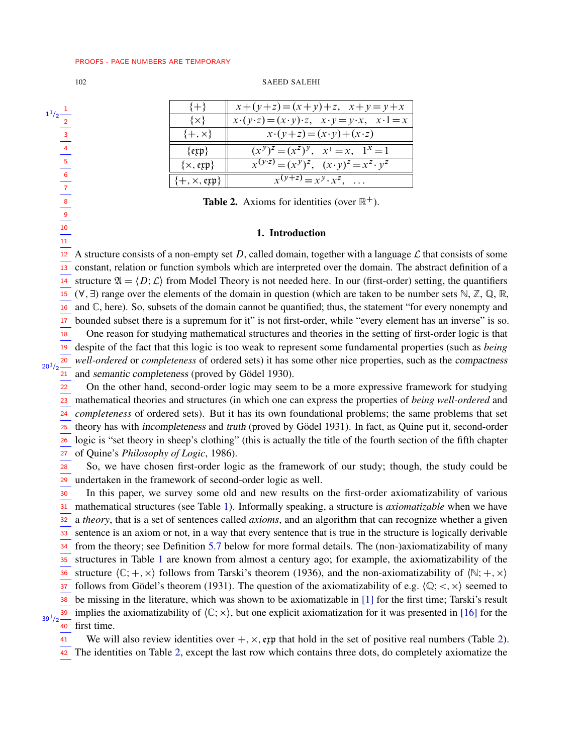| | |
|---|---|
| $\{+\}$ | $x+(y+z)=(x+y)+z, \quad x+y=y+x$ |
| $\{\times\}$ | $x\cdot(y\cdot z)=(x\cdot y)\cdot z, \quad x\cdot y=y\cdot x, \quad x\cdot 1=x$ |
| $\{+,\times\}$ | $x\cdot(y+z)=(x\cdot y)+(x\cdot z)$ |
| $\{\mathfrak{exp}\}$ | $(x^y)^z=(x^z)^y, \quad x^1=x, \quad 1^x=1$ |
| $\{\times,\mathfrak{exp}\}$ | $x^{(y\cdot z)}=(x^y)^z, \quad (x\cdot y)^z=x^z\cdot y^z$ |
| $\{+,\times,\mathfrak{exp}\}$ | $x^{(y+z)}=x^y\cdot x^z, \quad \ldots$ |

**Table 2.** Axioms for identities (over $\mathbb{R}^+$).

## 1. Introduction

A structure consists of a non-empty set $D$, called domain, together with a language $\mathcal{L}$ that consists of some constant, relation or function symbols which are interpreted over the domain. The abstract definition of a structure $\mathfrak{A}=\langle D;\mathcal{L}\rangle$ from Model Theory is not needed here. In our (first-order) setting, the quantifiers $(\forall,\exists)$ range over the elements of the domain in question (which are taken to be number sets $\mathbb{N}$, $\mathbb{Z}$, $\mathbb{Q}$, $\mathbb{R}$, and $\mathbb{C}$, here). So, subsets of the domain cannot be quantified; thus, the statement "for every nonempty and bounded subset there is a supremum for it" is not first-order, while "every element has an inverse" is so.

One reason for studying mathematical structures and theories in the setting of first-order logic is that despite of the fact that this logic is too weak to represent some fundamental properties (such as *being well-ordered* or *completeness* of ordered sets) it has some other nice properties, such as the *compactness* and *semantic completeness* (proved by Gödel 1930).

On the other hand, second-order logic may seem to be a more expressive framework for studying mathematical theories and structures (in which one can express the properties of *being well-ordered* and *completeness* of ordered sets). But it has its own foundational problems; the same problems that set theory has with *incompleteness* and *truth* (proved by Gödel 1931). In fact, as Quine put it, second-order logic is "set theory in sheep's clothing" (this is actually the title of the fourth section of the fifth chapter of Quine's *Philosophy of Logic*, 1986).

So, we have chosen first-order logic as the framework of our study; though, the study could be undertaken in the framework of second-order logic as well.

In this paper, we survey some old and new results on the first-order axiomatizability of various mathematical structures (see Table 1). Informally speaking, a structure is *axiomatizable* when we have a *theory*, that is a set of sentences called *axioms*, and an algorithm that can recognize whether a given sentence is an axiom or not, in a way that every sentence that is true in the structure is logically derivable from the theory; see Definition 5.7 below for more formal details. The (non-)axiomatizability of many structures in Table 1 are known from almost a century ago; for example, the axiomatizability of the structure $\langle\mathbb{C};+,\times\rangle$ follows from Tarski's theorem (1936), and the non-axiomatizability of $\langle\mathbb{N};+,\times\rangle$ follows from Gödel's theorem (1931). The question of the axiomatizability of e.g. $\langle\mathbb{Q};<,\times\rangle$ seemed to be missing in the literature, which was shown to be axiomatizable in [1] for the first time; Tarski's result implies the axiomatizability of $\langle\mathbb{C};\times\rangle$, but one explicit axiomatization for it was presented in [16] for the first time.

We will also review identities over $+,\times,\mathfrak{exp}$ that hold in the set of positive real numbers (Table 2). The identities on Table 2, except the last row which contains three dots, do completely axiomatize the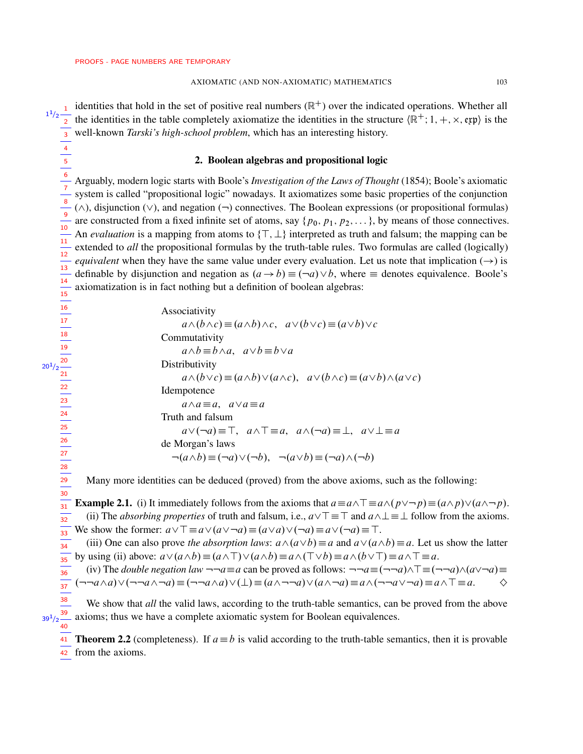identities that hold in the set of positive real numbers ($\mathbb{R}^+$) over the indicated operations. Whether all the identities in the table completely axiomatize the identities in the structure $\langle \mathbb{R}^+; 1, +, \times, \mathfrak{exp} \rangle$ is the well-known *Tarski's high-school problem*, which has an interesting history.

## 2. Boolean algebras and propositional logic

Arguably, modern logic starts with Boole's *Investigation of the Laws of Thought* (1854); Boole's axiomatic system is called "propositional logic" nowadays. It axiomatizes some basic properties of the conjunction ($\wedge$), disjunction ($\vee$), and negation ($\neg$) connectives. The Boolean expressions (or propositional formulas) are constructed from a fixed infinite set of atoms, say $\{p_0, p_1, p_2, \dots\}$, by means of those connectives. An *evaluation* is a mapping from atoms to $\{\top, \bot\}$ interpreted as truth and falsum; the mapping can be extended to *all* the propositional formulas by the truth-table rules. Two formulas are called (logically) *equivalent* when they have the same value under every evaluation. Let us note that implication ($\rightarrow$) is definable by disjunction and negation as $(a \rightarrow b) \equiv (\neg a) \vee b$, where $\equiv$ denotes equivalence. Boole's axiomatization is in fact nothing but a definition of boolean algebras:

Associativity
$$a \wedge (b \wedge c) \equiv (a \wedge b) \wedge c, \quad a \vee (b \vee c) \equiv (a \vee b) \vee c$$
Commutativity
$$a \wedge b \equiv b \wedge a, \quad a \vee b \equiv b \vee a$$
Distributivity
$$a \wedge (b \vee c) \equiv (a \wedge b) \vee (a \wedge c), \quad a \vee (b \wedge c) \equiv (a \vee b) \wedge (a \vee c)$$
Idempotence
$$a \wedge a \equiv a, \quad a \vee a \equiv a$$
Truth and falsum
$$a \vee (\neg a) \equiv \top, \quad a \wedge \top \equiv a, \quad a \wedge (\neg a) \equiv \bot, \quad a \vee \bot \equiv a$$
de Morgan's laws
$$\neg(a \wedge b) \equiv (\neg a) \vee (\neg b), \quad \neg(a \vee b) \equiv (\neg a) \wedge (\neg b)$$

Many more identities can be deduced (proved) from the above axioms, such as the following:

**Example 2.1.** (i) It immediately follows from the axioms that $a \equiv a \wedge \top \equiv a \wedge (p \vee \neg p) \equiv (a \wedge p) \vee (a \wedge \neg p)$.

(ii) The *absorbing properties* of truth and falsum, i.e., $a \vee \top \equiv \top$ and $a \wedge \bot \equiv \bot$ follow from the axioms. We show the former: $a \vee \top \equiv a \vee (a \vee \neg a) \equiv (a \vee a) \vee (\neg a) \equiv a \vee (\neg a) \equiv \top$.

(iii) One can also prove *the absorption laws*: $a \wedge (a \vee b) \equiv a$ and $a \vee (a \wedge b) \equiv a$. Let us show the latter by using (ii) above: $a \vee (a \wedge b) \equiv (a \wedge \top) \vee (a \wedge b) \equiv a \wedge (\top \vee b) \equiv a \wedge (b \vee \top) \equiv a \wedge \top \equiv a$.

(iv) The *double negation law* $\neg\neg a \equiv a$ can be proved as follows: $\neg\neg a \equiv (\neg\neg a) \wedge \top \equiv (\neg\neg a) \wedge (a \vee \neg a) \equiv (\neg\neg a \wedge a) \vee (\neg\neg a \wedge \neg a) \equiv (\neg\neg a \wedge a) \vee (\bot) \equiv (a \wedge \neg\neg a) \vee (a \wedge \neg a) \equiv a \wedge (\neg\neg a \vee \neg a) \equiv a \wedge \top \equiv a$. ◇

We show that *all* the valid laws, according to the truth-table semantics, can be proved from the above axioms; thus we have a complete axiomatic system for Boolean equivalences.

**Theorem 2.2** (completeness). If $a \equiv b$ is valid according to the truth-table semantics, then it is provable from the axioms.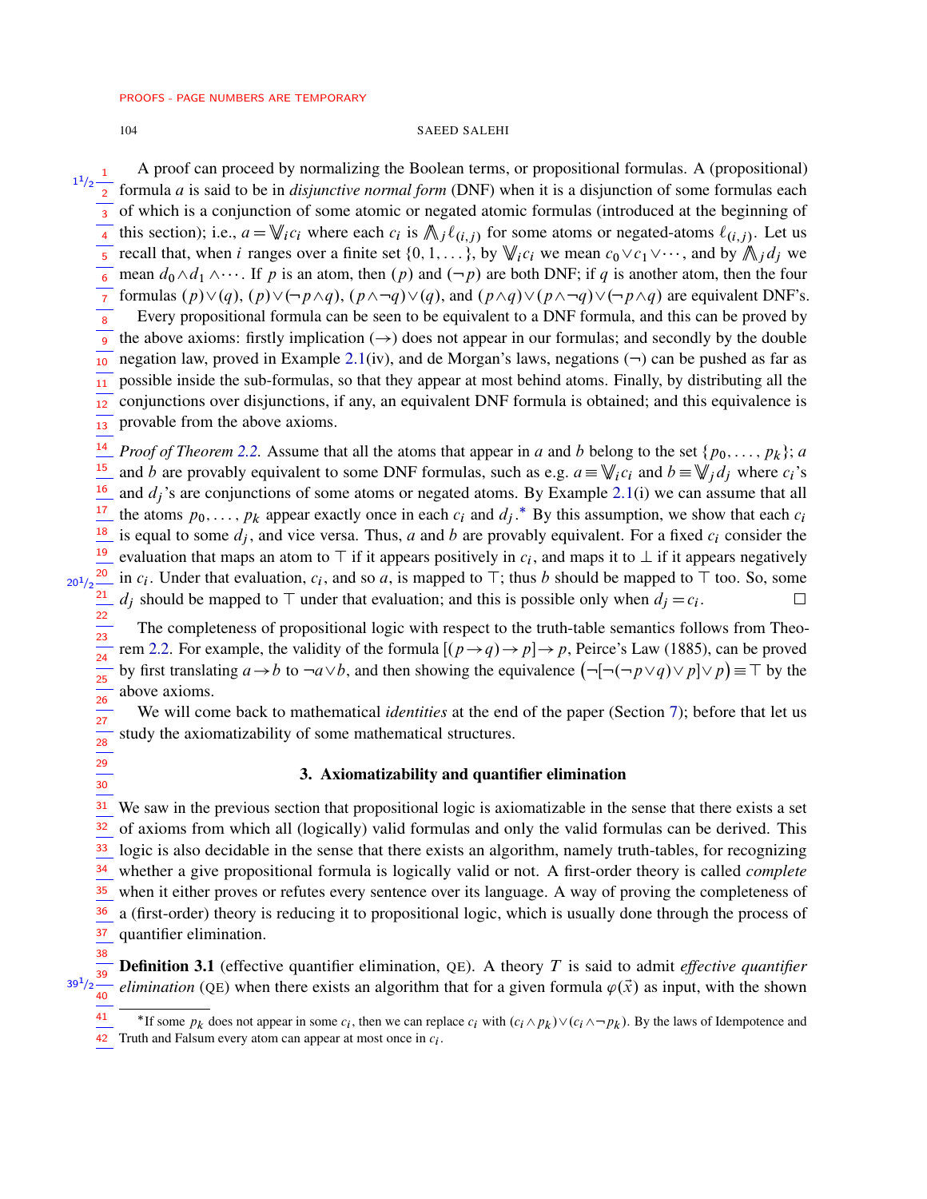A proof can proceed by normalizing the Boolean terms, or propositional formulas. A (propositional) formula $a$ is said to be in *disjunctive normal form* (DNF) when it is a disjunction of some formulas each of which is a conjunction of some atomic or negated atomic formulas (introduced at the beginning of this section); i.e., $a = \bigvee_i c_i$ where each $c_i$ is $\bigwedge_j \ell_{(i,j)}$ for some atoms or negated-atoms $\ell_{(i,j)}$. Let us recall that, when $i$ ranges over a finite set $\{0,1,\dots\}$, by $\bigvee_i c_i$ we mean $c_0 \vee c_1 \vee \cdots$, and by $\bigwedge_j d_j$ we mean $d_0 \wedge d_1 \wedge \cdots$. If $p$ is an atom, then $(p)$ and $(\neg p)$ are both DNF; if $q$ is another atom, then the four formulas $(p)\vee(q)$, $(p)\vee(\neg p \wedge q)$, $(p \wedge \neg q)\vee(q)$, and $(p\wedge q)\vee(p\wedge\neg q)\vee(\neg p\wedge q)$ are equivalent DNF's.

Every propositional formula can be seen to be equivalent to a DNF formula, and this can be proved by the above axioms: firstly implication ($\rightarrow$) does not appear in our formulas; and secondly by the double negation law, proved in Example 2.1(iv), and de Morgan's laws, negations ($\neg$) can be pushed as far as possible inside the sub-formulas, so that they appear at most behind atoms. Finally, by distributing all the conjunctions over disjunctions, if any, an equivalent DNF formula is obtained; and this equivalence is provable from the above axioms.

*Proof of Theorem 2.2.* Assume that all the atoms that appear in $a$ and $b$ belong to the set $\{p_0,\dots,p_k\}$; $a$ and $b$ are provably equivalent to some DNF formulas, such as e.g. $a \equiv \bigvee_i c_i$ and $b \equiv \bigvee_j d_j$ where $c_i$'s and $d_j$'s are conjunctions of some atoms or negated atoms. By Example 2.1(i) we can assume that all the atoms $p_0,\dots,p_k$ appear exactly once in each $c_i$ and $d_j$.* By this assumption, we show that each $c_i$ is equal to some $d_j$, and vice versa. Thus, $a$ and $b$ are provably equivalent. For a fixed $c_i$ consider the evaluation that maps an atom to $\top$ if it appears positively in $c_i$, and maps it to $\bot$ if it appears negatively in $c_i$. Under that evaluation, $c_i$, and so $a$, is mapped to $\top$; thus $b$ should be mapped to $\top$ too. So, some $d_j$ should be mapped to $\top$ under that evaluation; and this is possible only when $d_j = c_i$. □

The completeness of propositional logic with respect to the truth-table semantics follows from Theorem 2.2. For example, the validity of the formula $[(p\rightarrow q)\rightarrow p]\rightarrow p$, Peirce's Law (1885), can be proved by first translating $a \rightarrow b$ to $\neg a \vee b$, and then showing the equivalence $\big(\neg[\neg(\neg p \vee q)\vee p]\vee p\big) \equiv \top$ by the above axioms.

We will come back to mathematical *identities* at the end of the paper (Section 7); before that let us study the axiomatizability of some mathematical structures.

## 3. Axiomatizability and quantifier elimination

We saw in the previous section that propositional logic is axiomatizable in the sense that there exists a set of axioms from which all (logically) valid formulas and only the valid formulas can be derived. This logic is also decidable in the sense that there exists an algorithm, namely truth-tables, for recognizing whether a give propositional formula is logically valid or not. A first-order theory is called *complete* when it either proves or refutes every sentence over its language. A way of proving the completeness of a (first-order) theory is reducing it to propositional logic, which is usually done through the process of quantifier elimination.

**Definition 3.1** (effective quantifier elimination, QE). A theory $T$ is said to admit *effective quantifier elimination* (QE) when there exists an algorithm that for a given formula $\varphi(\vec{x})$ as input, with the shown

---

*If some $p_k$ does not appear in some $c_i$, then we can replace $c_i$ with $(c_i \wedge p_k)\vee(c_i \wedge \neg p_k)$. By the laws of Idempotence and Truth and Falsum every atom can appear at most once in $c_i$.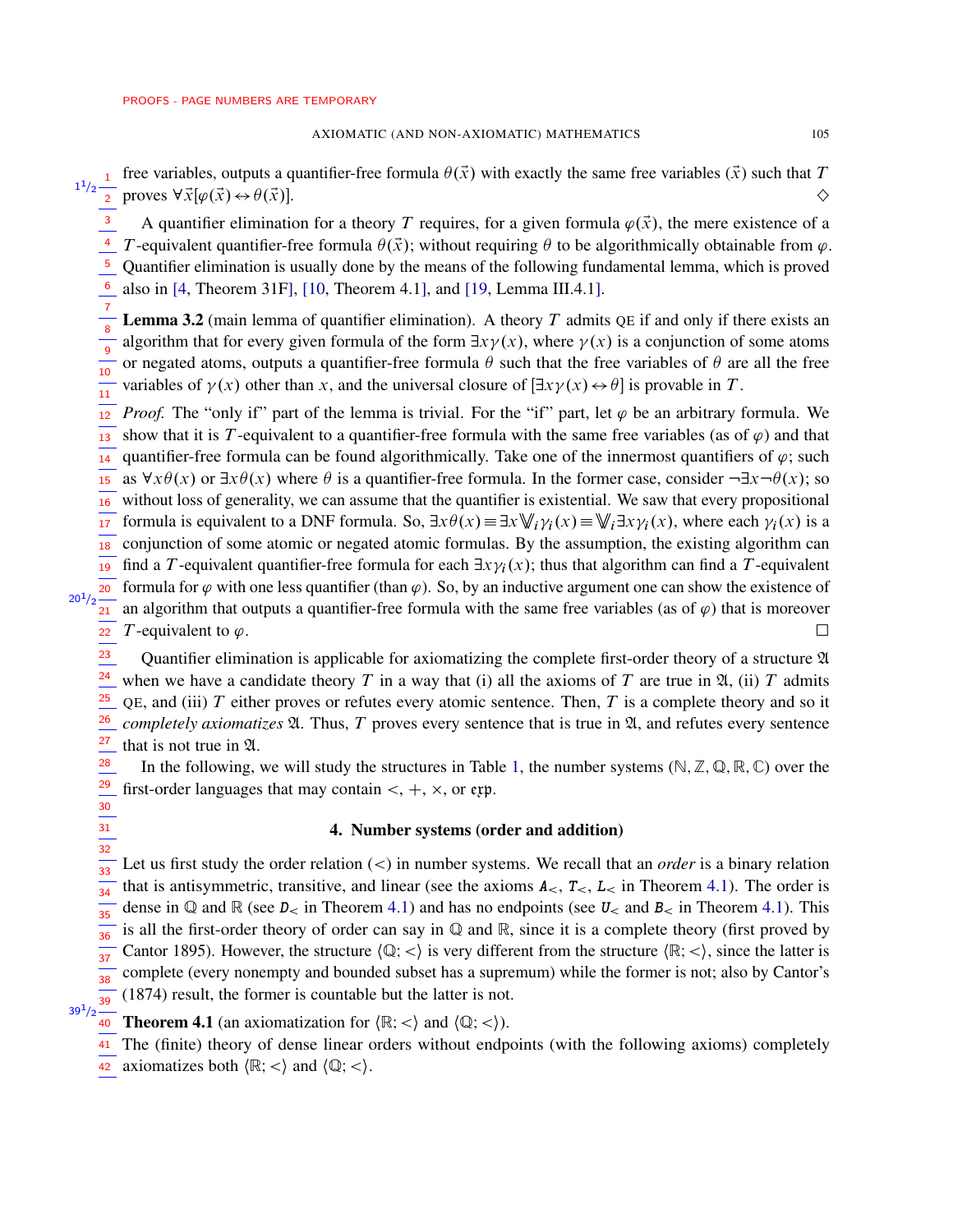free variables, outputs a quantifier-free formula $\theta(\vec{x})$ with exactly the same free variables ($\vec{x}$) such that $T$ proves $\forall\vec{x}[\varphi(\vec{x})\leftrightarrow\theta(\vec{x})]$. ◇

A quantifier elimination for a theory $T$ requires, for a given formula $\varphi(\vec{x})$, the mere existence of a $T$-equivalent quantifier-free formula $\theta(\vec{x})$; without requiring $\theta$ to be algorithmically obtainable from $\varphi$. Quantifier elimination is usually done by the means of the following fundamental lemma, which is proved also in [4, Theorem 31F], [10, Theorem 4.1], and [19, Lemma III.4.1].

**Lemma 3.2** (main lemma of quantifier elimination). A theory $T$ admits QE if and only if there exists an algorithm that for every given formula of the form $\exists x\gamma(x)$, where $\gamma(x)$ is a conjunction of some atoms or negated atoms, outputs a quantifier-free formula $\theta$ such that the free variables of $\theta$ are all the free variables of $\gamma(x)$ other than $x$, and the universal closure of $[\exists x\gamma(x)\leftrightarrow\theta]$ is provable in $T$.

*Proof.* The "only if" part of the lemma is trivial. For the "if" part, let $\varphi$ be an arbitrary formula. We show that it is $T$-equivalent to a quantifier-free formula with the same free variables (as of $\varphi$) and that quantifier-free formula can be found algorithmically. Take one of the innermost quantifiers of $\varphi$; such as $\forall x\theta(x)$ or $\exists x\theta(x)$ where $\theta$ is a quantifier-free formula. In the former case, consider $\neg\exists x\neg\theta(x)$; so without loss of generality, we can assume that the quantifier is existential. We saw that every propositional formula is equivalent to a DNF formula. So, $\exists x\theta(x)\equiv\exists x\bigvee_i\gamma_i(x)\equiv\bigvee_i\exists x\gamma_i(x)$, where each $\gamma_i(x)$ is a conjunction of some atomic or negated atomic formulas. By the assumption, the existing algorithm can find a $T$-equivalent quantifier-free formula for each $\exists x\gamma_i(x)$; thus that algorithm can find a $T$-equivalent formula for $\varphi$ with one less quantifier (than $\varphi$). So, by an inductive argument one can show the existence of an algorithm that outputs a quantifier-free formula with the same free variables (as of $\varphi$) that is moreover $T$-equivalent to $\varphi$. □

Quantifier elimination is applicable for axiomatizing the complete first-order theory of a structure $\mathfrak{A}$ when we have a candidate theory $T$ in a way that (i) all the axioms of $T$ are true in $\mathfrak{A}$, (ii) $T$ admits QE, and (iii) $T$ either proves or refutes every atomic sentence. Then, $T$ is a complete theory and so it *completely axiomatizes* $\mathfrak{A}$. Thus, $T$ proves every sentence that is true in $\mathfrak{A}$, and refutes every sentence that is not true in $\mathfrak{A}$.

In the following, we will study the structures in Table 1, the number systems ($\mathbb{N},\mathbb{Z},\mathbb{Q},\mathbb{R},\mathbb{C}$) over the first-order languages that may contain $<$, $+$, $\times$, or $\mathfrak{exp}$.

## 4. Number systems (order and addition)

Let us first study the order relation ($<$) in number systems. We recall that an *order* is a binary relation that is antisymmetric, transitive, and linear (see the axioms $A_<$, $T_<$, $L_<$ in Theorem 4.1). The order is dense in $\mathbb{Q}$ and $\mathbb{R}$ (see $D_<$ in Theorem 4.1) and has no endpoints (see $U_<$ and $B_<$ in Theorem 4.1). This is all the first-order theory of order can say in $\mathbb{Q}$ and $\mathbb{R}$, since it is a complete theory (first proved by Cantor 1895). However, the structure $\langle\mathbb{Q};<\rangle$ is very different from the structure $\langle\mathbb{R};<\rangle$, since the latter is complete (every nonempty and bounded subset has a supremum) while the former is not; also by Cantor's (1874) result, the former is countable but the latter is not.

**Theorem 4.1** (an axiomatization for $\langle\mathbb{R};<\rangle$ and $\langle\mathbb{Q};<\rangle$).
The (finite) theory of dense linear orders without endpoints (with the following axioms) completely axiomatizes both $\langle\mathbb{R};<\rangle$ and $\langle\mathbb{Q};<\rangle$.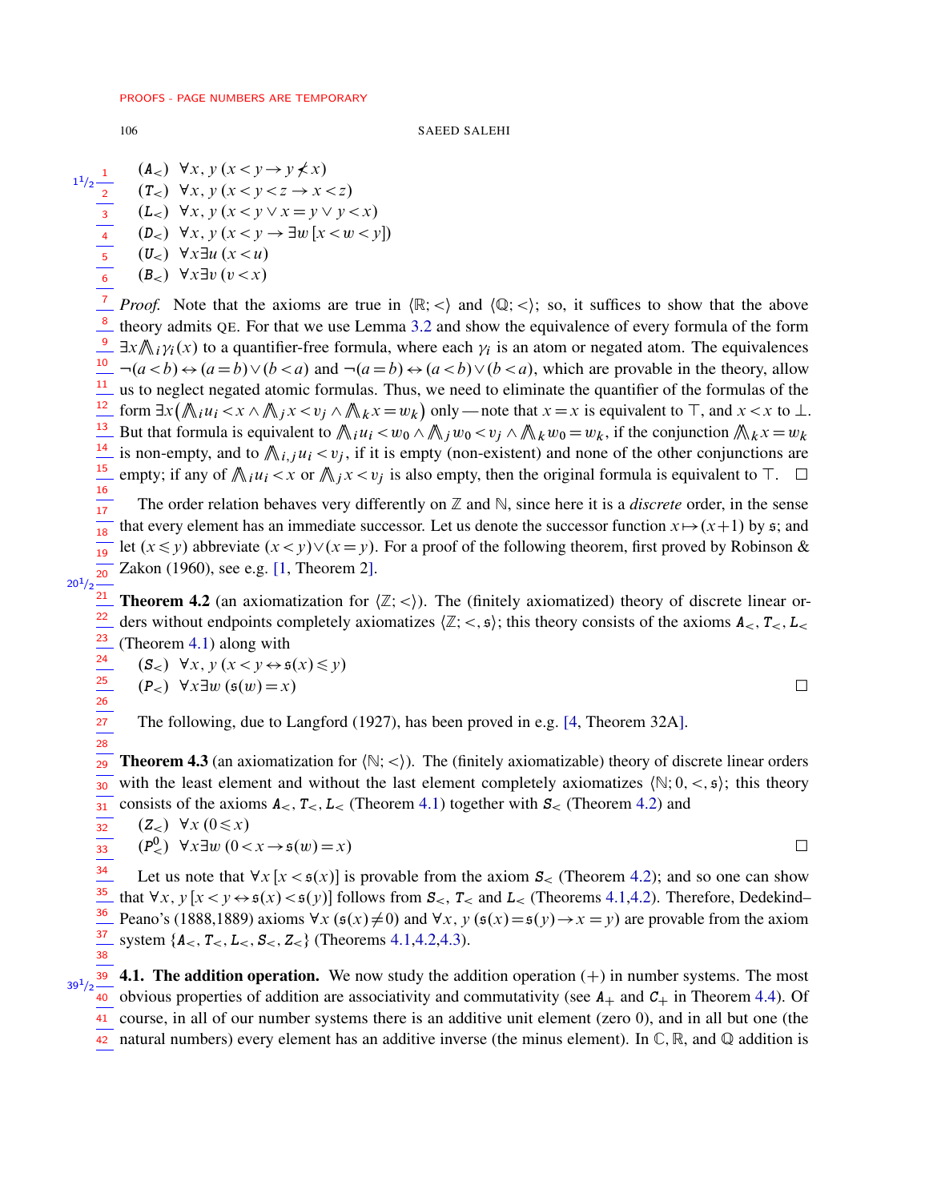($A_<$) $\forall x, y\,(x<y \rightarrow y \not< x)$

($T_<$) $\forall x, y\,(x<y<z \rightarrow x<z)$

($L_<$) $\forall x, y\,(x<y \vee x=y \vee y<x)$

($D_<$) $\forall x, y\,(x<y \rightarrow \exists w\,[x<w<y])$

($U_<$) $\forall x \exists u\,(x<u)$

($B_<$) $\forall x \exists v\,(v<x)$

*Proof.* Note that the axioms are true in $\langle \mathbb{R}; < \rangle$ and $\langle \mathbb{Q}; < \rangle$; so, it suffices to show that the above theory admits QE. For that we use Lemma 3.2 and show the equivalence of every formula of the form $\exists x \bigwedge_i \gamma_i(x)$ to a quantifier-free formula, where each $\gamma_i$ is an atom or negated atom. The equivalences $\neg(a<b) \leftrightarrow (a=b) \vee (b<a)$ and $\neg(a=b) \leftrightarrow (a<b) \vee (b<a)$, which are provable in the theory, allow us to neglect negated atomic formulas. Thus, we need to eliminate the quantifier of the formulas of the form $\exists x \big( \bigwedge_i u_i < x \wedge \bigwedge_j x < v_j \wedge \bigwedge_k x = w_k \big)$ only — note that $x=x$ is equivalent to $\top$, and $x<x$ to $\bot$. But that formula is equivalent to $\bigwedge_i u_i < w_0 \wedge \bigwedge_j w_0 < v_j \wedge \bigwedge_k w_0 = w_k$, if the conjunction $\bigwedge_k x = w_k$ is non-empty, and to $\bigwedge_{i,j} u_i < v_j$, if it is empty (non-existent) and none of the other conjunctions are empty; if any of $\bigwedge_i u_i < x$ or $\bigwedge_j x < v_j$ is also empty, then the original formula is equivalent to $\top$. $\square$

The order relation behaves very differently on $\mathbb{Z}$ and $\mathbb{N}$, since here it is a *discrete* order, in the sense that every element has an immediate successor. Let us denote the successor function $x \mapsto (x+1)$ by $\mathfrak{s}$; and let $(x \leqslant y)$ abbreviate $(x<y) \vee (x=y)$. For a proof of the following theorem, first proved by Robinson & Zakon (1960), see e.g. [1, Theorem 2].

**Theorem 4.2** (an axiomatization for $\langle \mathbb{Z}; < \rangle$). The (finitely axiomatized) theory of discrete linear orders without endpoints completely axiomatizes $\langle \mathbb{Z}; <, \mathfrak{s} \rangle$; this theory consists of the axioms $A_<, T_<, L_<$ (Theorem 4.1) along with

($S_<$) $\forall x, y\,(x<y \leftrightarrow \mathfrak{s}(x) \leqslant y)$

($P_<$) $\forall x \exists w\,(\mathfrak{s}(w)=x)$ $\square$

The following, due to Langford (1927), has been proved in e.g. [4, Theorem 32A].

**Theorem 4.3** (an axiomatization for $\langle \mathbb{N}; < \rangle$). The (finitely axiomatizable) theory of discrete linear orders with the least element and without the last element completely axiomatizes $\langle \mathbb{N}; 0, <, \mathfrak{s} \rangle$; this theory consists of the axioms $A_<, T_<, L_<$ (Theorem 4.1) together with $S_<$ (Theorem 4.2) and

($Z_<$) $\forall x\,(0 \leqslant x)$

($P^0_<$) $\forall x \exists w\,(0<x \rightarrow \mathfrak{s}(w)=x)$ $\square$

Let us note that $\forall x\,[x<\mathfrak{s}(x)]$ is provable from the axiom $S_<$ (Theorem 4.2); and so one can show that $\forall x, y\,[x<y \leftrightarrow \mathfrak{s}(x)<\mathfrak{s}(y)]$ follows from $S_<$, $T_<$ and $L_<$ (Theorems 4.1,4.2). Therefore, Dedekind–Peano's (1888,1889) axioms $\forall x\,(\mathfrak{s}(x) \neq 0)$ and $\forall x, y\,(\mathfrak{s}(x)=\mathfrak{s}(y) \rightarrow x=y)$ are provable from the axiom system $\{A_<, T_<, L_<, S_<, Z_<\}$ (Theorems 4.1,4.2,4.3).

### 4.1. The addition operation.

We now study the addition operation $(+)$ in number systems. The most obvious properties of addition are associativity and commutativity (see $A_+$ and $C_+$ in Theorem 4.4). Of course, in all of our number systems there is an additive unit element (zero 0), and in all but one (the natural numbers) every element has an additive inverse (the minus element). In $\mathbb{C}, \mathbb{R}$, and $\mathbb{Q}$ addition is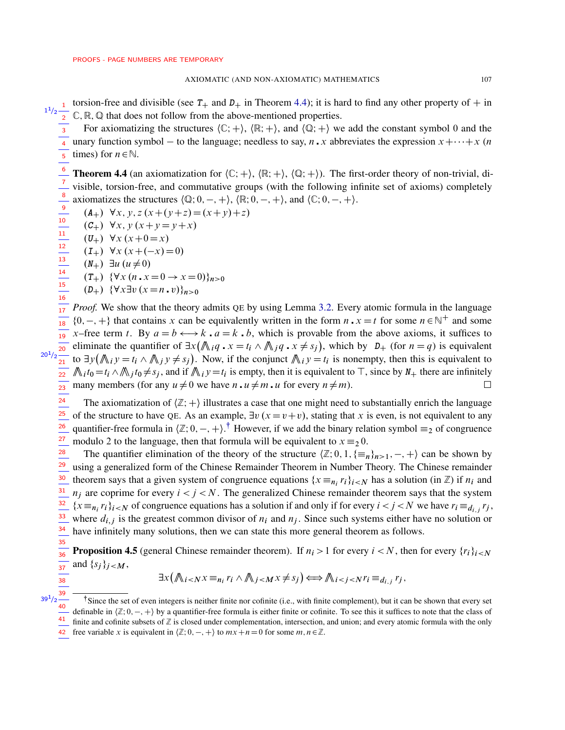torsion-free and divisible (see $T_+$ and $D_+$ in Theorem 4.4); it is hard to find any other property of $+$ in $\mathbb{C}, \mathbb{R}, \mathbb{Q}$ that does not follow from the above-mentioned properties.

For axiomatizing the structures $\langle \mathbb{C}; + \rangle$, $\langle \mathbb{R}; + \rangle$, and $\langle \mathbb{Q}; + \rangle$ we add the constant symbol 0 and the unary function symbol $-$ to the language; needless to say, $n \centerdot x$ abbreviates the expression $x + \cdots + x$ ($n$ times) for $n \in \mathbb{N}$.

**Theorem 4.4** (an axiomatization for $\langle \mathbb{C}; + \rangle$, $\langle \mathbb{R}; + \rangle$, $\langle \mathbb{Q}; + \rangle$). The first-order theory of non-trivial, divisible, torsion-free, and commutative groups (with the following infinite set of axioms) completely axiomatizes the structures $\langle \mathbb{Q}; 0, -, + \rangle$, $\langle \mathbb{R}; 0, -, + \rangle$, and $\langle \mathbb{C}; 0, -, + \rangle$.

- $(A_+)$ $\forall x, y, z\, (x + (y + z) = (x + y) + z)$
- $(C_+)$ $\forall x, y\, (x + y = y + x)$
- $(U_+)$ $\forall x\, (x + 0 = x)$
- $(I_+)$ $\forall x\, (x + (-x) = 0)$
- $(N_+)$ $\exists u\, (u \neq 0)$
- $(T_+)$ $\{\forall x\, (n \centerdot x = 0 \rightarrow x = 0)\}_{n>0}$
- $(D_+)$ $\{\forall x \exists v\, (x = n \centerdot v)\}_{n>0}$

*Proof.* We show that the theory admits QE by using Lemma 3.2. Every atomic formula in the language $\{0, -, +\}$ that contains $x$ can be equivalently written in the form $n \centerdot x = t$ for some $n \in \mathbb{N}^+$ and some $x$–free term $t$. By $a = b \longleftrightarrow k \centerdot a = k \centerdot b$, which is provable from the above axioms, it suffices to eliminate the quantifier of $\exists x \big( \bigwedge_i q \centerdot x = t_i \wedge \bigwedge_j q \centerdot x \neq s_j \big)$, which by $D_+$ (for $n = q$) is equivalent to $\exists y \big( \bigwedge_i y = t_i \wedge \bigwedge_j y \neq s_j \big)$. Now, if the conjunct $\bigwedge_i y = t_i$ is nonempty, then this is equivalent to $\bigwedge_i t_0 = t_i \wedge \bigwedge_j t_0 \neq s_j$, and if $\bigwedge_i y = t_i$ is empty, then it is equivalent to $\top$, since by $N_+$ there are infinitely many members (for any $u \neq 0$ we have $n \centerdot u \neq m \centerdot u$ for every $n \neq m$). $\square$

The axiomatization of $\langle \mathbb{Z}; + \rangle$ illustrates a case that one might need to substantially enrich the language of the structure to have QE. As an example, $\exists v\, (x = v + v)$, stating that $x$ is even, is not equivalent to any quantifier-free formula in $\langle \mathbb{Z}; 0, -, + \rangle$.[†] However, if we add the binary relation symbol $\equiv_2$ of congruence modulo 2 to the language, then that formula will be equivalent to $x \equiv_2 0$.

The quantifier elimination of the theory of the structure $\langle \mathbb{Z}; 0, 1, \{\equiv_n\}_{n>1}, -, + \rangle$ can be shown by using a generalized form of the Chinese Remainder Theorem in Number Theory. The Chinese remainder theorem says that a given system of congruence equations $\{x \equiv_{n_i} r_i\}_{i<N}$ has a solution (in $\mathbb{Z}$) if $n_i$ and $n_j$ are coprime for every $i < j < N$. The generalized Chinese remainder theorem says that the system $\{x \equiv_{n_i} r_i\}_{i<N}$ of congruence equations has a solution if and only if for every $i < j < N$ we have $r_i \equiv_{d_{i,j}} r_j$, where $d_{i,j}$ is the greatest common divisor of $n_i$ and $n_j$. Since such systems either have no solution or have infinitely many solutions, then we can state this more general theorem as follows.

**Proposition 4.5** (general Chinese remainder theorem). If $n_i > 1$ for every $i < N$, then for every $\{r_i\}_{i<N}$ and $\{s_j\}_{j<M}$,

$$\exists x \big( \textstyle\bigwedge_{i<N} x \equiv_{n_i} r_i \wedge \bigwedge_{j<M} x \neq s_j \big) \Longleftrightarrow \textstyle\bigwedge_{i<j<N} r_i \equiv_{d_{i,j}} r_j,$$

[†] Since the set of even integers is neither finite nor cofinite (i.e., with finite complement), but it can be shown that every set definable in $\langle \mathbb{Z}; 0, -, + \rangle$ by a quantifier-free formula is either finite or cofinite. To see this it suffices to note that the class of finite and cofinite subsets of $\mathbb{Z}$ is closed under complementation, intersection, and union; and every atomic formula with the only free variable $x$ is equivalent in $\langle \mathbb{Z}; 0, -, + \rangle$ to $mx + n = 0$ for some $m, n \in \mathbb{Z}$.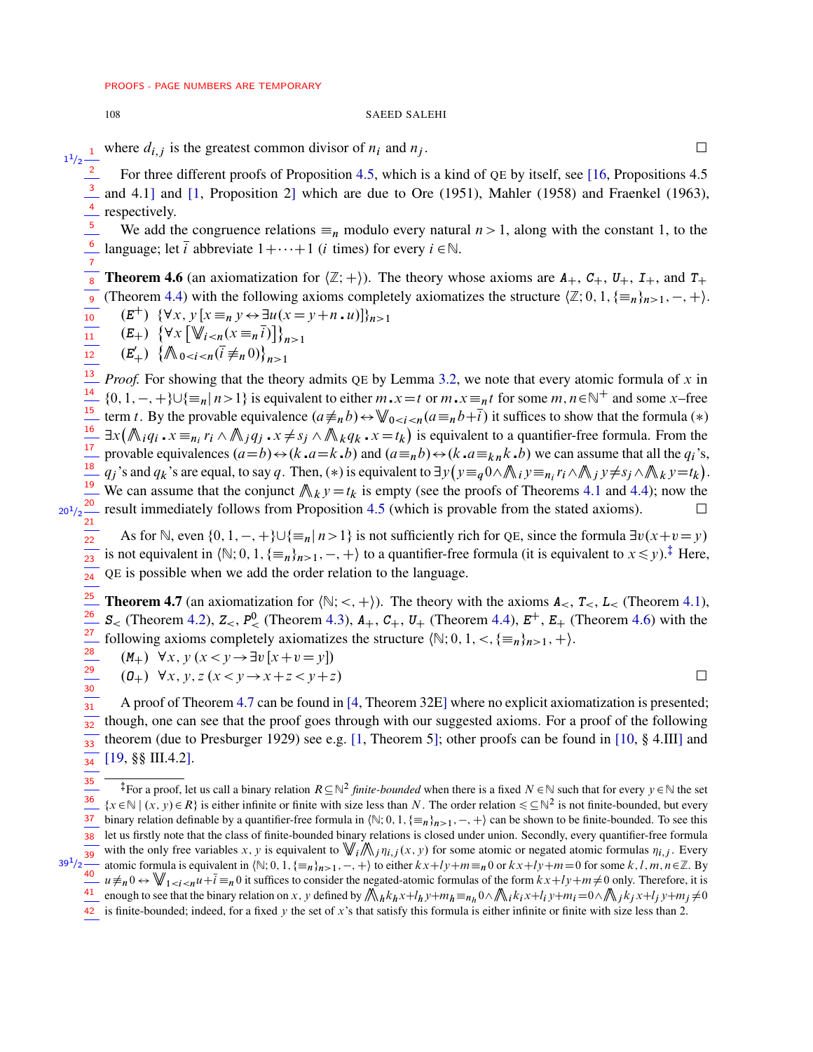where $d_{i,j}$ is the greatest common divisor of $n_i$ and $n_j$. ☐

For three different proofs of Proposition 4.5, which is a kind of QE by itself, see [16, Propositions 4.5 and 4.1] and [1, Proposition 2] which are due to Ore (1951), Mahler (1958) and Fraenkel (1963), respectively.

We add the congruence relations $\equiv_n$ modulo every natural $n>1$, along with the constant 1, to the language; let $\bar{i}$ abbreviate $1+\cdots+1$ ($i$ times) for every $i\in\mathbb{N}$.

**Theorem 4.6** (an axiomatization for $\langle\mathbb{Z};+\rangle$). The theory whose axioms are $A_+$, $C_+$, $U_+$, $I_+$, and $T_+$ (Theorem 4.4) with the following axioms completely axiomatizes the structure $\langle\mathbb{Z};0,1,\{\equiv_n\}_{n>1},-,+\rangle$.

($E^+$) $\{\forall x,y\,[x\equiv_n y\leftrightarrow\exists u(x=y+n\,.\,u)]\}_{n>1}$

($E_+$) $\{\forall x\,[\bigvee_{i<n}(x\equiv_n\bar{i})]\}_{n>1}$

($E'_+$) $\{\bigwedge_{0<i<n}(\bar{i}\not\equiv_n 0)\}_{n>1}$

*Proof.* For showing that the theory admits QE by Lemma 3.2, we note that every atomic formula of $x$ in $\{0,1,-,+\}\cup\{\equiv_n|\,n>1\}$ is equivalent to either $m\,.\,x=t$ or $m\,.\,x\equiv_n t$ for some $m,n\in\mathbb{N}^+$ and some $x$–free term $t$. By the provable equivalence $(a\not\equiv_n b)\leftrightarrow\bigvee_{0<i<n}(a\equiv_n b+\bar{i})$ it suffices to show that the formula $(*)$ $\exists x\big(\bigwedge_i q_i\,.\,x\equiv_{n_i}r_i\wedge\bigwedge_j q_j\,.\,x\neq s_j\wedge\bigwedge_k q_k\,.\,x=t_k\big)$ is equivalent to a quantifier-free formula. From the provable equivalences $(a=b)\leftrightarrow(k\,.\,a=k\,.\,b)$ and $(a\equiv_n b)\leftrightarrow(k\,.\,a\equiv_{kn}k\,.\,b)$ we can assume that all the $q_i$'s, $q_j$'s and $q_k$'s are equal, to say $q$. Then, $(*)$ is equivalent to $\exists y\big(y\equiv_q 0\wedge\bigwedge_i y\equiv_{n_i}r_i\wedge\bigwedge_j y\neq s_j\wedge\bigwedge_k y=t_k\big)$. We can assume that the conjunct $\bigwedge_k y=t_k$ is empty (see the proofs of Theorems 4.1 and 4.4); now the result immediately follows from Proposition 4.5 (which is provable from the stated axioms). ☐

As for $\mathbb{N}$, even $\{0,1,-,+\}\cup\{\equiv_n|\,n>1\}$ is not sufficiently rich for QE, since the formula $\exists v(x+v=y)$ is not equivalent in $\langle\mathbb{N};0,1,\{\equiv_n\}_{n>1},-,+\rangle$ to a quantifier-free formula (it is equivalent to $x\leqslant y$).[‡] Here, QE is possible when we add the order relation to the language.

**Theorem 4.7** (an axiomatization for $\langle\mathbb{N};<,+\rangle$). The theory with the axioms $A_<$, $T_<$, $L_<$ (Theorem 4.1), $S_<$ (Theorem 4.2), $Z_<$, $P^0_<$ (Theorem 4.3), $A_+$, $C_+$, $U_+$ (Theorem 4.4), $E^+$, $E_+$ (Theorem 4.6) with the following axioms completely axiomatizes the structure $\langle\mathbb{N};0,1,<,\{\equiv_n\}_{n>1},+\rangle$.

($M_+$) $\forall x,y\,(x<y\rightarrow\exists v\,[x+v=y])$

($O_+$) $\forall x,y,z\,(x<y\rightarrow x+z<y+z)$ ☐

A proof of Theorem 4.7 can be found in [4, Theorem 32E] where no explicit axiomatization is presented; though, one can see that the proof goes through with our suggested axioms. For a proof of the following theorem (due to Presburger 1929) see e.g. [1, Theorem 5]; other proofs can be found in [10, § 4.III] and [19, §§ III.4.2].

---

[‡] For a proof, let us call a binary relation $R\subseteq\mathbb{N}^2$ *finite-bounded* when there is a fixed $N\in\mathbb{N}$ such that for every $y\in\mathbb{N}$ the set $\{x\in\mathbb{N}\mid(x,y)\in R\}$ is either infinite or finite with size less than $N$. The order relation $\leqslant\subseteq\mathbb{N}^2$ is not finite-bounded, but every binary relation definable by a quantifier-free formula in $\langle\mathbb{N};0,1,\{\equiv_n\}_{n>1},-,+\rangle$ can be shown to be finite-bounded. To see this let us firstly note that the class of finite-bounded binary relations is closed under union. Secondly, every quantifier-free formula with the only free variables $x,y$ is equivalent to $\bigvee_i\bigwedge_j\eta_{i,j}(x,y)$ for some atomic or negated atomic formulas $\eta_{i,j}$. Every atomic formula is equivalent in $\langle\mathbb{N};0,1,\{\equiv_n\}_{n>1},-,+\rangle$ to either $kx+ly+m\equiv_n 0$ or $kx+ly+m=0$ for some $k,l,m,n\in\mathbb{Z}$. By $u\not\equiv_n 0\leftrightarrow\bigvee_{1<i<n}u+\bar{i}\equiv_n 0$ it suffices to consider the negated-atomic formulas of the form $kx+ly+m\neq 0$ only. Therefore, it is enough to see that the binary relation on $x,y$ defined by $\bigwedge_h k_hx+l_hy+m_h\equiv_{n_h}0\wedge\bigwedge_i k_ix+l_iy+m_i=0\wedge\bigwedge_j k_jx+l_jy+m_j\neq 0$ is finite-bounded; indeed, for a fixed $y$ the set of $x$'s that satisfy this formula is either infinite or finite with size less than 2.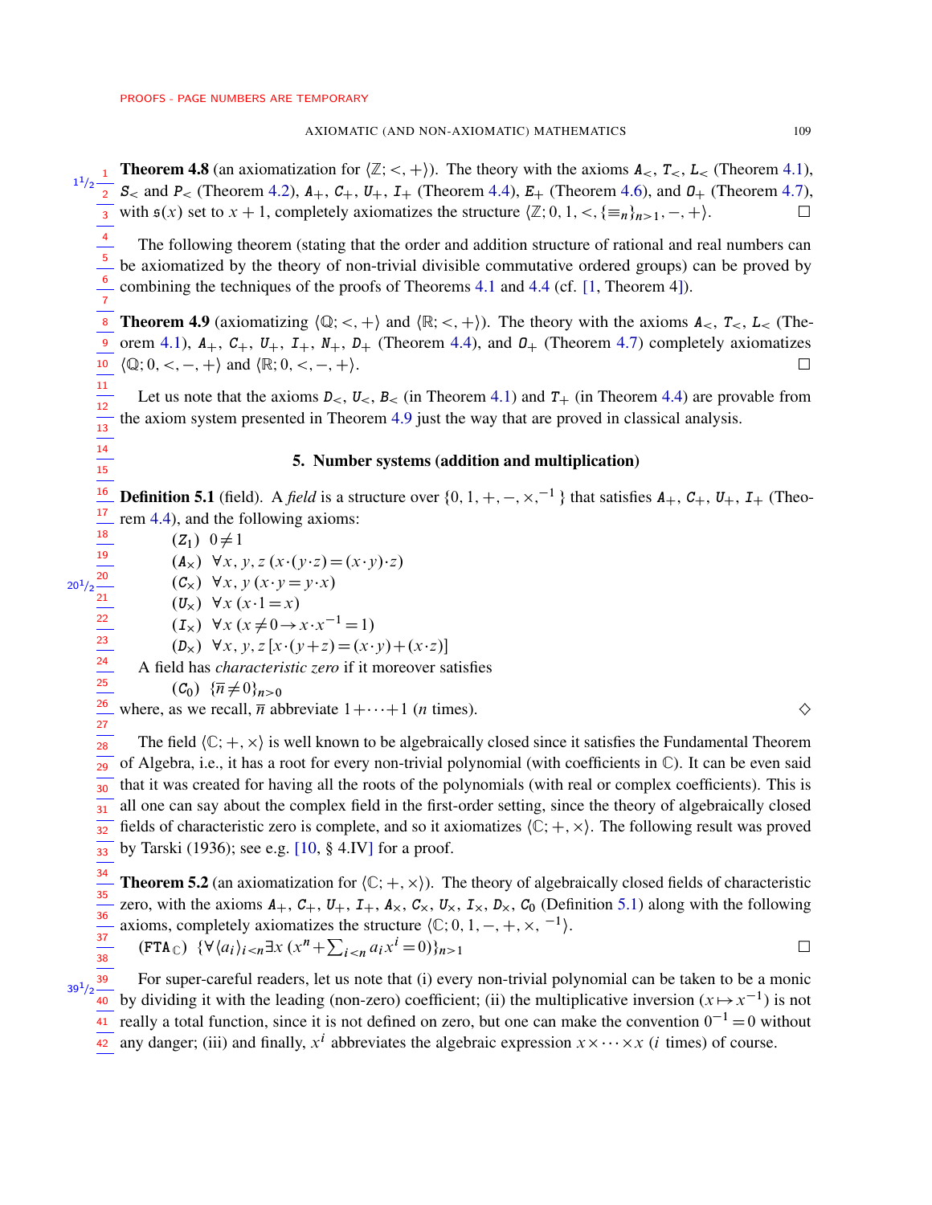**Theorem 4.8** (an axiomatization for $\langle \mathbb{Z}; <, + \rangle$). The theory with the axioms $\mathtt{A}_<$, $\mathtt{T}_<$, $\mathtt{L}_<$ (Theorem 4.1), $\mathtt{S}_<$ and $\mathtt{P}_<$ (Theorem 4.2), $\mathtt{A}_+$, $\mathtt{C}_+$, $\mathtt{U}_+$, $\mathtt{I}_+$ (Theorem 4.4), $\mathtt{E}_+$ (Theorem 4.6), and $\mathtt{O}_+$ (Theorem 4.7), with $\mathfrak{s}(x)$ set to $x+1$, completely axiomatizes the structure $\langle \mathbb{Z}; 0, 1, <, \{\equiv_n\}_{n>1}, -, + \rangle$. □

The following theorem (stating that the order and addition structure of rational and real numbers can be axiomatized by the theory of non-trivial divisible commutative ordered groups) can be proved by combining the techniques of the proofs of Theorems 4.1 and 4.4 (cf. [1, Theorem 4]).

**Theorem 4.9** (axiomatizing $\langle \mathbb{Q}; <, + \rangle$ and $\langle \mathbb{R}; <, + \rangle$). The theory with the axioms $\mathtt{A}_<$, $\mathtt{T}_<$, $\mathtt{L}_<$ (Theorem 4.1), $\mathtt{A}_+$, $\mathtt{C}_+$, $\mathtt{U}_+$, $\mathtt{I}_+$, $\mathtt{N}_+$, $\mathtt{D}_+$ (Theorem 4.4), and $\mathtt{O}_+$ (Theorem 4.7) completely axiomatizes $\langle \mathbb{Q}; 0, <, -, + \rangle$ and $\langle \mathbb{R}; 0, <, -, + \rangle$. □

Let us note that the axioms $\mathtt{D}_<$, $\mathtt{U}_<$, $\mathtt{B}_<$ (in Theorem 4.1) and $\mathtt{T}_+$ (in Theorem 4.4) are provable from the axiom system presented in Theorem 4.9 just the way that are proved in classical analysis.

## 5. Number systems (addition and multiplication)

**Definition 5.1** (field). A *field* is a structure over $\{0, 1, +, -, \times, ^{-1}\}$ that satisfies $\mathtt{A}_+$, $\mathtt{C}_+$, $\mathtt{U}_+$, $\mathtt{I}_+$ (Theorem 4.4), and the following axioms:

- $(\mathtt{Z}_1)$ $\;0 \neq 1$
- $(\mathtt{A}_\times)$ $\;\forall x, y, z\, (x \cdot (y \cdot z) = (x \cdot y) \cdot z)$
- $(\mathtt{C}_\times)$ $\;\forall x, y\, (x \cdot y = y \cdot x)$
- $(\mathtt{U}_\times)$ $\;\forall x\, (x \cdot 1 = x)$
- $(\mathtt{I}_\times)$ $\;\forall x\, (x \neq 0 \rightarrow x \cdot x^{-1} = 1)$
- $(\mathtt{D}_\times)$ $\;\forall x, y, z\, [x \cdot (y+z) = (x \cdot y) + (x \cdot z)]$

A field has *characteristic zero* if it moreover satisfies

- $(\mathtt{C}_0)$ $\;\{\overline{n} \neq 0\}_{n>0}$

where, as we recall, $\overline{n}$ abbreviate $1 + \cdots + 1$ ($n$ times). ◇

The field $\langle \mathbb{C}; +, \times \rangle$ is well known to be algebraically closed since it satisfies the Fundamental Theorem of Algebra, i.e., it has a root for every non-trivial polynomial (with coefficients in $\mathbb{C}$). It can be even said that it was created for having all the roots of the polynomials (with real or complex coefficients). This is all one can say about the complex field in the first-order setting, since the theory of algebraically closed fields of characteristic zero is complete, and so it axiomatizes $\langle \mathbb{C}; +, \times \rangle$. The following result was proved by Tarski (1936); see e.g. [10, § 4.IV] for a proof.

**Theorem 5.2** (an axiomatization for $\langle \mathbb{C}; +, \times \rangle$). The theory of algebraically closed fields of characteristic zero, with the axioms $\mathtt{A}_+$, $\mathtt{C}_+$, $\mathtt{U}_+$, $\mathtt{I}_+$, $\mathtt{A}_\times$, $\mathtt{C}_\times$, $\mathtt{U}_\times$, $\mathtt{I}_\times$, $\mathtt{D}_\times$, $\mathtt{C}_0$ (Definition 5.1) along with the following axioms, completely axiomatizes the structure $\langle \mathbb{C}; 0, 1, -, +, \times, ^{-1} \rangle$.

$(\mathtt{FTA}_\mathbb{C})$ $\;\{\forall \langle a_i \rangle_{i<n} \exists x\, (x^n + \sum_{i<n} a_i x^i = 0)\}_{n>1}$ □

For super-careful readers, let us note that (i) every non-trivial polynomial can be taken to be a monic by dividing it with the leading (non-zero) coefficient; (ii) the multiplicative inversion ($x \mapsto x^{-1}$) is not really a total function, since it is not defined on zero, but one can make the convention $0^{-1} = 0$ without any danger; (iii) and finally, $x^i$ abbreviates the algebraic expression $x \times \cdots \times x$ ($i$ times) of course.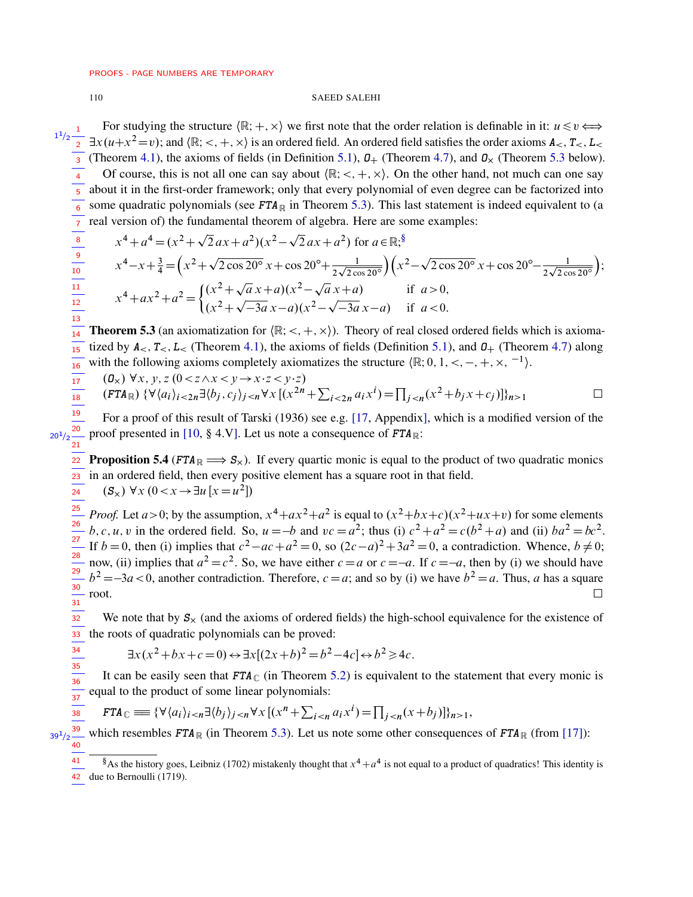For studying the structure $\langle\mathbb{R};+,\times\rangle$ we first note that the order relation is definable in it: $u\leqslant v \Longleftrightarrow \exists x(u+x^2=v)$; and $\langle\mathbb{R};<,+,\times\rangle$ is an ordered field. An ordered field satisfies the order axioms $\boldsymbol{A}_<$, $\boldsymbol{T}_<$, $\boldsymbol{L}_<$ (Theorem 4.1), the axioms of fields (in Definition 5.1), $\boldsymbol{O}_+$ (Theorem 4.7), and $\boldsymbol{O}_\times$ (Theorem 5.3 below).

Of course, this is not all one can say about $\langle\mathbb{R};<,+,\times\rangle$. On the other hand, not much can one say about it in the first-order framework; only that every polynomial of even degree can be factorized into some quadratic polynomials (see $\boldsymbol{FTA}_\mathbb{R}$ in Theorem 5.3). This last statement is indeed equivalent to (a real version of) the fundamental theorem of algebra. Here are some examples:

$$x^4+a^4=(x^2+\sqrt{2}\,ax+a^2)(x^2-\sqrt{2}\,ax+a^2) \text{ for } a\in\mathbb{R};^{\S}$$

$$x^4-x+\tfrac{3}{4}=\Big(x^2+\sqrt{2\cos 20^\circ}\,x+\cos 20^\circ+\tfrac{1}{2\sqrt{2\cos 20^\circ}}\Big)\Big(x^2-\sqrt{2\cos 20^\circ}\,x+\cos 20^\circ-\tfrac{1}{2\sqrt{2\cos 20^\circ}}\Big);$$

$$x^4+ax^2+a^2=\begin{cases}(x^2+\sqrt{a}\,x+a)(x^2-\sqrt{a}\,x+a) & \text{if } a>0,\\ (x^2+\sqrt{-3a}\,x-a)(x^2-\sqrt{-3a}\,x-a) & \text{if } a<0.\end{cases}$$

**Theorem 5.3** (an axiomatization for $\langle\mathbb{R};<,+,\times\rangle$). Theory of real closed ordered fields which is axiomatized by $\boldsymbol{A}_<$, $\boldsymbol{T}_<$, $\boldsymbol{L}_<$ (Theorem 4.1), the axioms of fields (Definition 5.1), and $\boldsymbol{O}_+$ (Theorem 4.7) along with the following axioms completely axiomatizes the structure $\langle\mathbb{R};0,1,<,-,+,\times,{}^{-1}\rangle$.

($\boldsymbol{O}_\times$) $\forall x,y,z\,(0<z\wedge x<y\rightarrow x\cdot z<y\cdot z)$

($\boldsymbol{FTA}_\mathbb{R}$) $\{\forall\langle a_i\rangle_{i<2n}\exists\langle b_j,c_j\rangle_{j<n}\forall x\,[(x^{2n}+\sum_{i<2n}a_ix^i)=\prod_{j<n}(x^2+b_jx+c_j)]\}_{n>1}$ □

For a proof of this result of Tarski (1936) see e.g. [17, Appendix], which is a modified version of the proof presented in [10, § 4.V]. Let us note a consequence of $\boldsymbol{FTA}_\mathbb{R}$:

**Proposition 5.4** ($\boldsymbol{FTA}_\mathbb{R}\Longrightarrow\boldsymbol{S}_\times$). If every quartic monic is equal to the product of two quadratic monics in an ordered field, then every positive element has a square root in that field.

($\boldsymbol{S}_\times$) $\forall x\,(0<x\rightarrow\exists u\,[x=u^2])$

*Proof.* Let $a>0$; by the assumption, $x^4+ax^2+a^2$ is equal to $(x^2+bx+c)(x^2+ux+v)$ for some elements $b,c,u,v$ in the ordered field. So, $u=-b$ and $vc=a^2$; thus (i) $c^2+a^2=c(b^2+a)$ and (ii) $ba^2=bc^2$. If $b=0$, then (i) implies that $c^2-ac+a^2=0$, so $(2c-a)^2+3a^2=0$, a contradiction. Whence, $b\neq 0$; now, (ii) implies that $a^2=c^2$. So, we have either $c=a$ or $c=-a$. If $c=-a$, then by (i) we should have $b^2=-3a<0$, another contradiction. Therefore, $c=a$; and so by (i) we have $b^2=a$. Thus, $a$ has a square root. □

We note that by $\boldsymbol{S}_\times$ (and the axioms of ordered fields) the high-school equivalence for the existence of the roots of quadratic polynomials can be proved:

$$\exists x(x^2+bx+c=0)\leftrightarrow\exists x[(2x+b)^2=b^2-4c]\leftrightarrow b^2\geqslant 4c.$$

It can be easily seen that $\boldsymbol{FTA}_\mathbb{C}$ (in Theorem 5.2) is equivalent to the statement that every monic is equal to the product of some linear polynomials:

$$\boldsymbol{FTA}_\mathbb{C}\equiv\{\forall\langle a_i\rangle_{i<n}\exists\langle b_j\rangle_{j<n}\forall x\,[(x^n+\textstyle\sum_{i<n}a_ix^i)=\prod_{j<n}(x+b_j)]\}_{n>1},$$

which resembles $\boldsymbol{FTA}_\mathbb{R}$ (in Theorem 5.3). Let us note some other consequences of $\boldsymbol{FTA}_\mathbb{R}$ (from [17]):

---

§ As the history goes, Leibniz (1702) mistakenly thought that $x^4+a^4$ is not equal to a product of quadratics! This identity is due to Bernoulli (1719).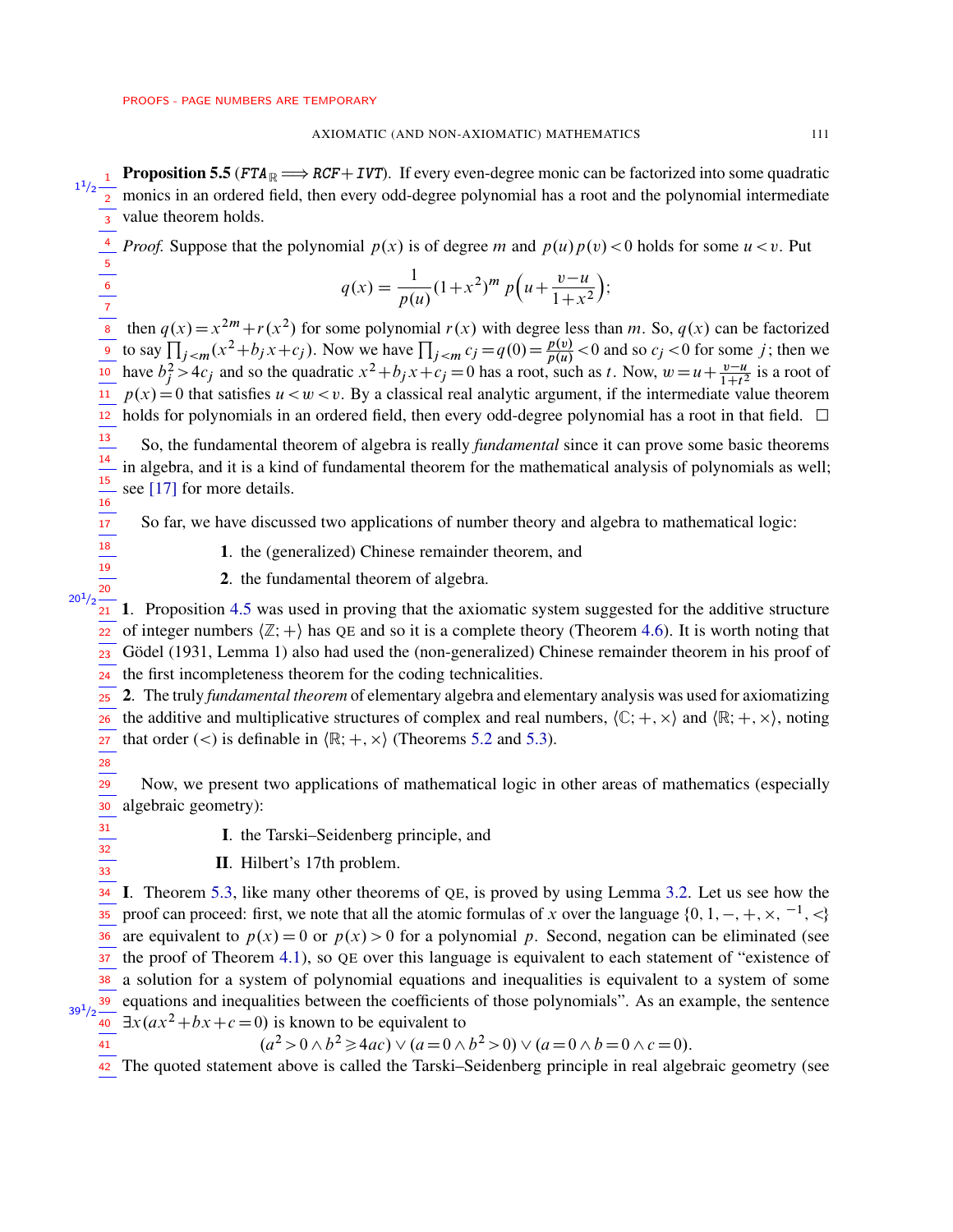**Proposition 5.5** ($\mathit{FTA}_{\mathbb{R}} \Longrightarrow \mathit{RCF} + \mathit{IVT}$). If every even-degree monic can be factorized into some quadratic monics in an ordered field, then every odd-degree polynomial has a root and the polynomial intermediate value theorem holds.

*Proof.* Suppose that the polynomial $p(x)$ is of degree $m$ and $p(u)p(v) < 0$ holds for some $u < v$. Put

$$q(x) = \frac{1}{p(u)}(1+x^2)^m \, p\Big(u + \frac{v-u}{1+x^2}\Big);$$

then $q(x) = x^{2m} + r(x^2)$ for some polynomial $r(x)$ with degree less than $m$. So, $q(x)$ can be factorized to say $\prod_{j<m}(x^2 + b_j x + c_j)$. Now we have $\prod_{j<m} c_j = q(0) = \frac{p(v)}{p(u)} < 0$ and so $c_j < 0$ for some $j$; then we have $b_j^2 > 4c_j$ and so the quadratic $x^2 + b_j x + c_j = 0$ has a root, such as $t$. Now, $w = u + \frac{v-u}{1+t^2}$ is a root of $p(x) = 0$ that satisfies $u < w < v$. By a classical real analytic argument, if the intermediate value theorem holds for polynomials in an ordered field, then every odd-degree polynomial has a root in that field. $\square$

So, the fundamental theorem of algebra is really *fundamental* since it can prove some basic theorems in algebra, and it is a kind of fundamental theorem for the mathematical analysis of polynomials as well; see [17] for more details.

So far, we have discussed two applications of number theory and algebra to mathematical logic:

1. the (generalized) Chinese remainder theorem, and
2. the fundamental theorem of algebra.

**1**. Proposition 4.5 was used in proving that the axiomatic system suggested for the additive structure of integer numbers $\langle \mathbb{Z}; + \rangle$ has QE and so it is a complete theory (Theorem 4.6). It is worth noting that Gödel (1931, Lemma 1) also had used the (non-generalized) Chinese remainder theorem in his proof of the first incompleteness theorem for the coding technicalities.

**2**. The truly *fundamental theorem* of elementary algebra and elementary analysis was used for axiomatizing the additive and multiplicative structures of complex and real numbers, $\langle \mathbb{C}; +, \times \rangle$ and $\langle \mathbb{R}; +, \times \rangle$, noting that order ($<$) is definable in $\langle \mathbb{R}; +, \times \rangle$ (Theorems 5.2 and 5.3).

Now, we present two applications of mathematical logic in other areas of mathematics (especially algebraic geometry):

**I**. the Tarski–Seidenberg principle, and

**II**. Hilbert's 17th problem.

**I**. Theorem 5.3, like many other theorems of QE, is proved by using Lemma 3.2. Let us see how the proof can proceed: first, we note that all the atomic formulas of $x$ over the language $\{0, 1, -, +, \times, ^{-1}, <\}$ are equivalent to $p(x) = 0$ or $p(x) > 0$ for a polynomial $p$. Second, negation can be eliminated (see the proof of Theorem 4.1), so QE over this language is equivalent to each statement of "existence of a solution for a system of polynomial equations and inequalities is equivalent to a system of some equations and inequalities between the coefficients of those polynomials". As an example, the sentence $\exists x(ax^2 + bx + c = 0)$ is known to be equivalent to

$$(a^2 > 0 \wedge b^2 \geqslant 4ac) \vee (a = 0 \wedge b^2 > 0) \vee (a = 0 \wedge b = 0 \wedge c = 0).$$

The quoted statement above is called the Tarski–Seidenberg principle in real algebraic geometry (see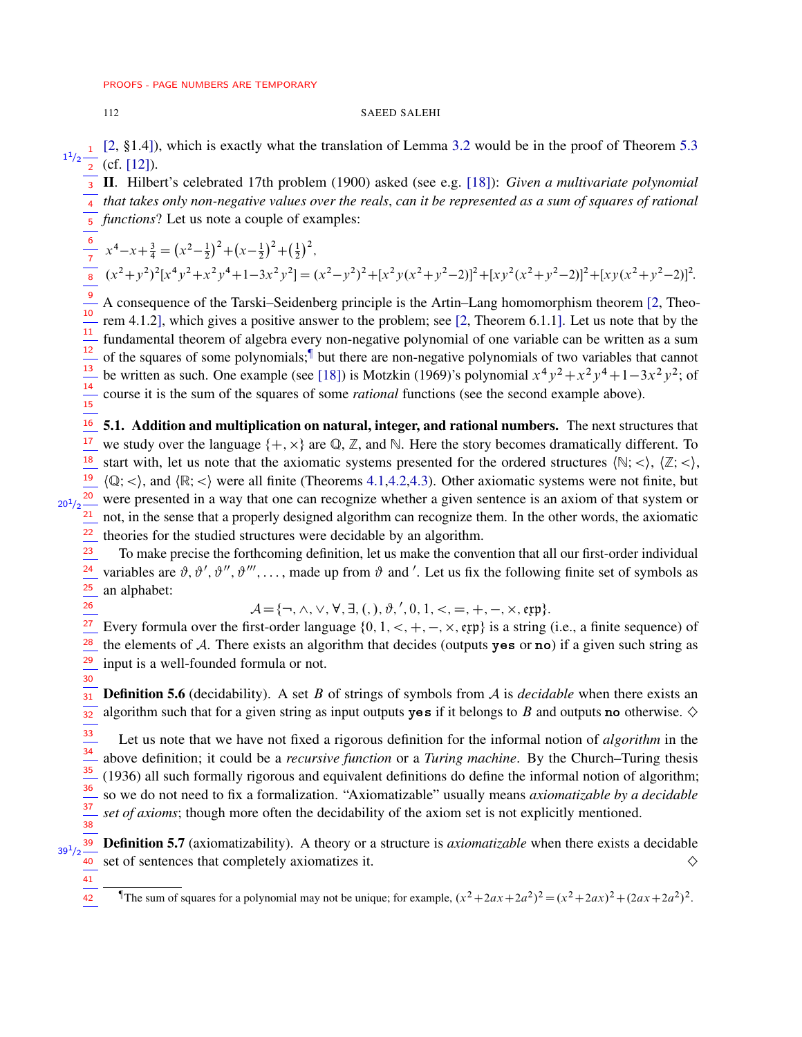[2, §1.4]), which is exactly what the translation of Lemma 3.2 would be in the proof of Theorem 5.3 (cf. [12]).

**II**. Hilbert's celebrated 17th problem (1900) asked (see e.g. [18]): *Given a multivariate polynomial that takes only non-negative values over the reals, can it be represented as a sum of squares of rational functions*? Let us note a couple of examples:

$$x^4-x+\tfrac{3}{4}=\left(x^2-\tfrac{1}{2}\right)^2+\left(x-\tfrac{1}{2}\right)^2+\left(\tfrac{1}{2}\right)^2,$$

$$(x^2+y^2)^2[x^4y^2+x^2y^4+1-3x^2y^2]=(x^2-y^2)^2+[x^2y(x^2+y^2-2)]^2+[xy^2(x^2+y^2-2)]^2+[xy(x^2+y^2-2)]^2.$$

A consequence of the Tarski–Seidenberg principle is the Artin–Lang homomorphism theorem [2, Theorem 4.1.2], which gives a positive answer to the problem; see [2, Theorem 6.1.1]. Let us note that by the fundamental theorem of algebra every non-negative polynomial of one variable can be written as a sum of the squares of some polynomials;[¶] but there are non-negative polynomials of two variables that cannot be written as such. One example (see [18]) is Motzkin (1969)'s polynomial $x^4y^2+x^2y^4+1-3x^2y^2$; of course it is the sum of the squares of some *rational* functions (see the second example above).

**5.1. Addition and multiplication on natural, integer, and rational numbers.** The next structures that we study over the language $\{+,\times\}$ are $\mathbb{Q}$, $\mathbb{Z}$, and $\mathbb{N}$. Here the story becomes dramatically different. To start with, let us note that the axiomatic systems presented for the ordered structures $\langle\mathbb{N};<\rangle$, $\langle\mathbb{Z};<\rangle$, $\langle\mathbb{Q};<\rangle$, and $\langle\mathbb{R};<\rangle$ were all finite (Theorems 4.1,4.2,4.3). Other axiomatic systems were not finite, but were presented in a way that one can recognize whether a given sentence is an axiom of that system or not, in the sense that a properly designed algorithm can recognize them. In the other words, the axiomatic theories for the studied structures were decidable by an algorithm.

To make precise the forthcoming definition, let us make the convention that all our first-order individual variables are $\vartheta,\vartheta',\vartheta'',\vartheta''',\ldots$, made up from $\vartheta$ and $'$. Let us fix the following finite set of symbols as an alphabet:

$$\mathcal{A}=\{\neg,\wedge,\vee,\forall,\exists,(,),\vartheta,{}',0,1,<,=,+,-,\times,\mathfrak{exp}\}.$$

Every formula over the first-order language $\{0,1,<,+,-,\times,\mathfrak{exp}\}$ is a string (i.e., a finite sequence) of the elements of $\mathcal{A}$. There exists an algorithm that decides (outputs **yes** or **no**) if a given such string as input is a well-founded formula or not.

**Definition 5.6** (decidability). A set $B$ of strings of symbols from $\mathcal{A}$ is *decidable* when there exists an algorithm such that for a given string as input outputs **yes** if it belongs to $B$ and outputs **no** otherwise. ◇

Let us note that we have not fixed a rigorous definition for the informal notion of *algorithm* in the above definition; it could be a *recursive function* or a *Turing machine*. By the Church–Turing thesis (1936) all such formally rigorous and equivalent definitions do define the informal notion of algorithm; so we do not need to fix a formalization. "Axiomatizable" usually means *axiomatizable by a decidable set of axioms*; though more often the decidability of the axiom set is not explicitly mentioned.

**Definition 5.7** (axiomatizability). A theory or a structure is *axiomatizable* when there exists a decidable set of sentences that completely axiomatizes it. ◇

---

[¶] The sum of squares for a polynomial may not be unique; for example, $(x^2+2ax+2a^2)^2=(x^2+2ax)^2+(2ax+2a^2)^2$.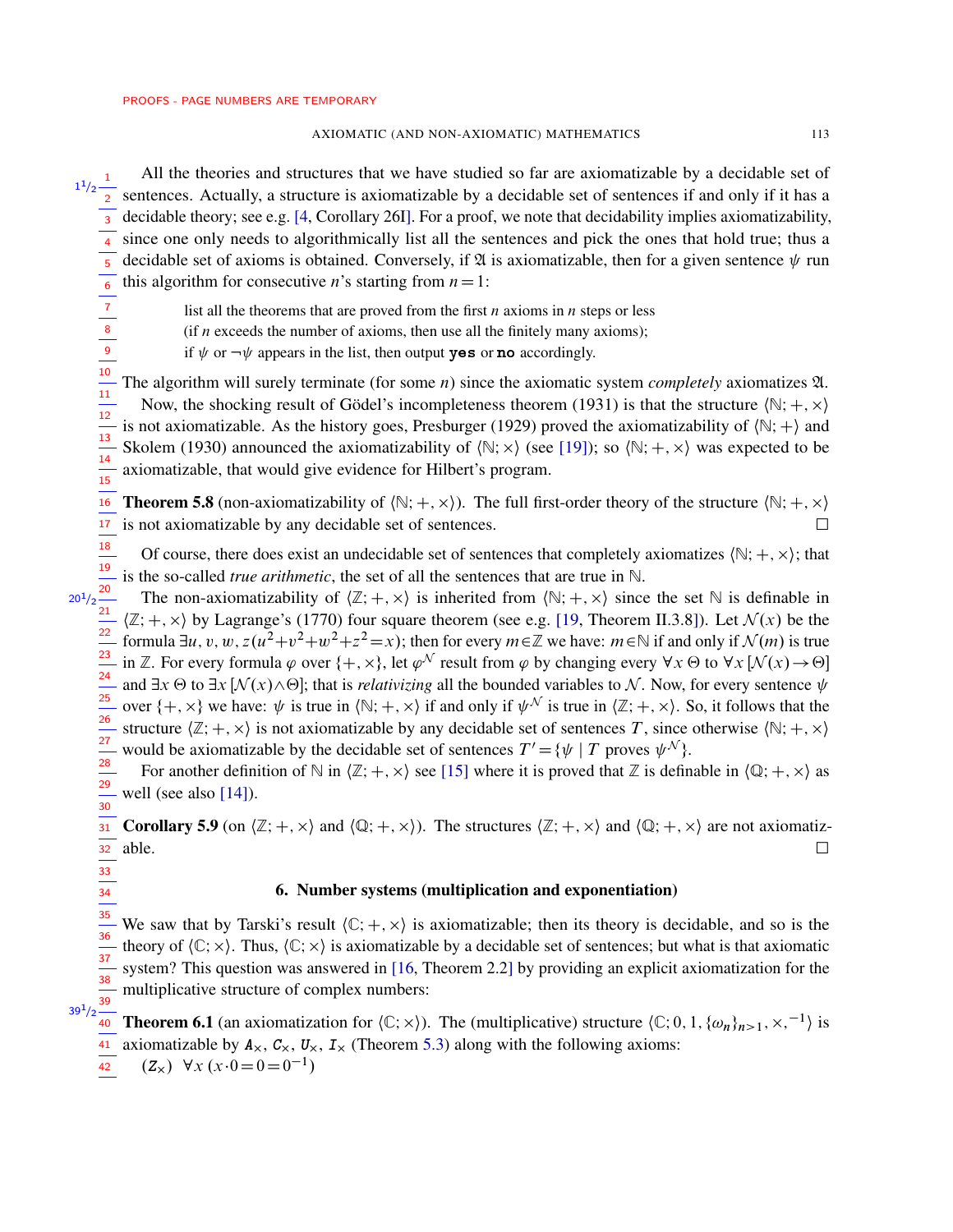All the theories and structures that we have studied so far are axiomatizable by a decidable set of sentences. Actually, a structure is axiomatizable by a decidable set of sentences if and only if it has a decidable theory; see e.g. [4, Corollary 26I]. For a proof, we note that decidability implies axiomatizability, since one only needs to algorithmically list all the sentences and pick the ones that hold true; thus a decidable set of axioms is obtained. Conversely, if $\mathfrak{A}$ is axiomatizable, then for a given sentence $\psi$ run this algorithm for consecutive $n$'s starting from $n=1$:

> list all the theorems that are proved from the first $n$ axioms in $n$ steps or less
> (if $n$ exceeds the number of axioms, then use all the finitely many axioms);
> if $\psi$ or $\neg\psi$ appears in the list, then output **yes** or **no** accordingly.

The algorithm will surely terminate (for some $n$) since the axiomatic system *completely* axiomatizes $\mathfrak{A}$.

Now, the shocking result of Gödel's incompleteness theorem (1931) is that the structure $\langle\mathbb{N};+,\times\rangle$ is not axiomatizable. As the history goes, Presburger (1929) proved the axiomatizability of $\langle\mathbb{N};+\rangle$ and Skolem (1930) announced the axiomatizability of $\langle\mathbb{N};\times\rangle$ (see [19]); so $\langle\mathbb{N};+,\times\rangle$ was expected to be axiomatizable, that would give evidence for Hilbert's program.

**Theorem 5.8** (non-axiomatizability of $\langle\mathbb{N};+,\times\rangle$). The full first-order theory of the structure $\langle\mathbb{N};+,\times\rangle$ is not axiomatizable by any decidable set of sentences. □

Of course, there does exist an undecidable set of sentences that completely axiomatizes $\langle\mathbb{N};+,\times\rangle$; that is the so-called *true arithmetic*, the set of all the sentences that are true in $\mathbb{N}$.

The non-axiomatizability of $\langle\mathbb{Z};+,\times\rangle$ is inherited from $\langle\mathbb{N};+,\times\rangle$ since the set $\mathbb{N}$ is definable in $\langle\mathbb{Z};+,\times\rangle$ by Lagrange's (1770) four square theorem (see e.g. [19, Theorem II.3.8]). Let $\mathcal{N}(x)$ be the formula $\exists u,v,w,z\,(u^2+v^2+w^2+z^2=x)$; then for every $m\in\mathbb{Z}$ we have: $m\in\mathbb{N}$ if and only if $\mathcal{N}(m)$ is true in $\mathbb{Z}$. For every formula $\varphi$ over $\{+,\times\}$, let $\varphi^{\mathcal{N}}$ result from $\varphi$ by changing every $\forall x\,\Theta$ to $\forall x\,[\mathcal{N}(x)\rightarrow\Theta]$ and $\exists x\,\Theta$ to $\exists x\,[\mathcal{N}(x)\wedge\Theta]$; that is *relativizing* all the bounded variables to $\mathcal{N}$. Now, for every sentence $\psi$ over $\{+,\times\}$ we have: $\psi$ is true in $\langle\mathbb{N};+,\times\rangle$ if and only if $\psi^{\mathcal{N}}$ is true in $\langle\mathbb{Z};+,\times\rangle$. So, it follows that the structure $\langle\mathbb{Z};+,\times\rangle$ is not axiomatizable by any decidable set of sentences $T$, since otherwise $\langle\mathbb{N};+,\times\rangle$ would be axiomatizable by the decidable set of sentences $T'=\{\psi\mid T \text{ proves } \psi^{\mathcal{N}}\}$.

For another definition of $\mathbb{N}$ in $\langle\mathbb{Z};+,\times\rangle$ see [15] where it is proved that $\mathbb{Z}$ is definable in $\langle\mathbb{Q};+,\times\rangle$ as well (see also [14]).

**Corollary 5.9** (on $\langle\mathbb{Z};+,\times\rangle$ and $\langle\mathbb{Q};+,\times\rangle$). The structures $\langle\mathbb{Z};+,\times\rangle$ and $\langle\mathbb{Q};+,\times\rangle$ are not axiomatizable. □

## 6. Number systems (multiplication and exponentiation)

We saw that by Tarski's result $\langle\mathbb{C};+,\times\rangle$ is axiomatizable; then its theory is decidable, and so is the theory of $\langle\mathbb{C};\times\rangle$. Thus, $\langle\mathbb{C};\times\rangle$ is axiomatizable by a decidable set of sentences; but what is that axiomatic system? This question was answered in [16, Theorem 2.2] by providing an explicit axiomatization for the multiplicative structure of complex numbers:

**Theorem 6.1** (an axiomatization for $\langle\mathbb{C};\times\rangle$). The (multiplicative) structure $\langle\mathbb{C};0,1,\{\omega_n\}_{n>1},\times,^{-1}\rangle$ is axiomatizable by $A_\times$, $C_\times$, $U_\times$, $I_\times$ (Theorem 5.3) along with the following axioms:

($Z_\times$) $\forall x\,(x\cdot 0=0=0^{-1})$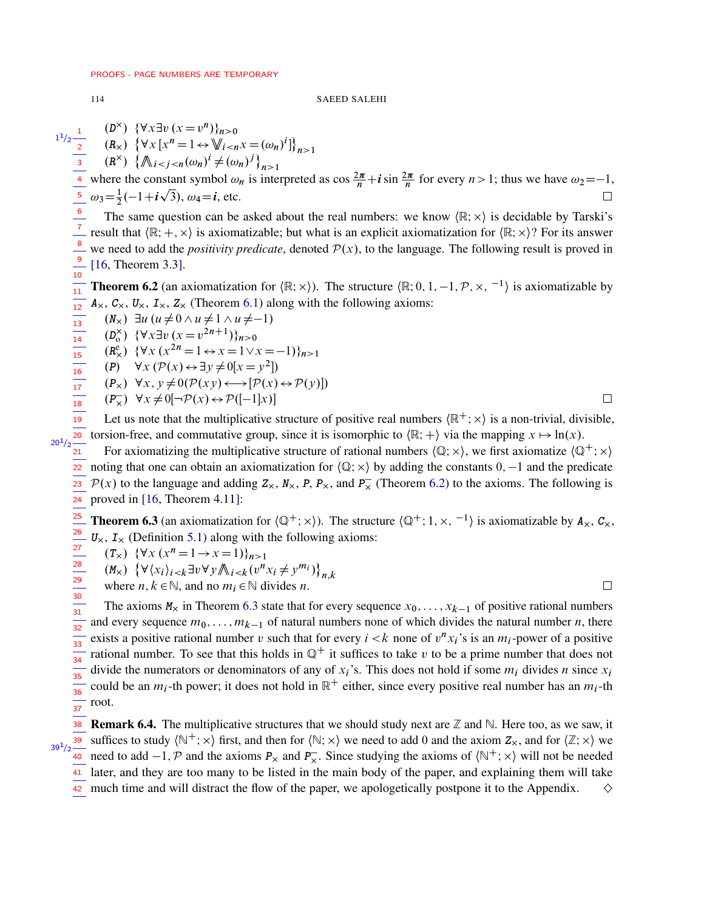($D^{\times}$) $\{\forall x \exists v\, (x = v^n)\}_{n>0}$

($R_{\times}$) $\big\{\forall x\, [x^n = 1 \leftrightarrow \bigvee\!\!\!\bigvee_{i<n} x = (\omega_n)^i]\big\}_{n>1}$

($R^{\times}$) $\big\{\bigwedge\!\!\!\bigwedge_{i<j<n} (\omega_n)^i \neq (\omega_n)^j\big\}_{n>1}$

where the constant symbol $\omega_n$ is interpreted as $\cos\frac{2\pi}{n} + \boldsymbol{i}\sin\frac{2\pi}{n}$ for every $n > 1$; thus we have $\omega_2 = -1$, $\omega_3 = \frac{1}{2}(-1 + \boldsymbol{i}\sqrt{3})$, $\omega_4 = \boldsymbol{i}$, etc. □

The same question can be asked about the real numbers: we know $\langle \mathbb{R}; \times \rangle$ is decidable by Tarski's result that $\langle \mathbb{R}; +, \times \rangle$ is axiomatizable; but what is an explicit axiomatization for $\langle \mathbb{R}; \times \rangle$? For its answer we need to add the *positivity predicate*, denoted $\mathcal{P}(x)$, to the language. The following result is proved in [16, Theorem 3.3].

**Theorem 6.2** (an axiomatization for $\langle \mathbb{R}; \times \rangle$). The structure $\langle \mathbb{R}; 0, 1, -1, \mathcal{P}, \times, ^{-1} \rangle$ is axiomatizable by $A_{\times}$, $C_{\times}$, $U_{\times}$, $I_{\times}$, $Z_{\times}$ (Theorem 6.1) along with the following axioms:

($N_{\times}$) $\exists u\, (u \neq 0 \wedge u \neq 1 \wedge u \neq -1)$

($D^{\times}_{o}$) $\{\forall x \exists v\, (x = v^{2n+1})\}_{n>0}$

($R^{e}_{\times}$) $\{\forall x\, (x^{2n} = 1 \leftrightarrow x = 1 \vee x = -1)\}_{n>1}$

($P$) $\forall x\, (\mathcal{P}(x) \leftrightarrow \exists y \neq 0 [x = y^2])$

($P_{\times}$) $\forall x, y \neq 0 (\mathcal{P}(xy) \longleftrightarrow [\mathcal{P}(x) \leftrightarrow \mathcal{P}(y)])$

($P^{-}_{\times}$) $\forall x \neq 0 [\neg \mathcal{P}(x) \leftrightarrow \mathcal{P}([-1]x)]$ □

Let us note that the multiplicative structure of positive real numbers $\langle \mathbb{R}^{+}; \times \rangle$ is a non-trivial, divisible, torsion-free, and commutative group, since it is isomorphic to $\langle \mathbb{R}; + \rangle$ via the mapping $x \mapsto \ln(x)$.

For axiomatizing the multiplicative structure of rational numbers $\langle \mathbb{Q}; \times \rangle$, we first axiomatize $\langle \mathbb{Q}^{+}; \times \rangle$ noting that one can obtain an axiomatization for $\langle \mathbb{Q}; \times \rangle$ by adding the constants $0, -1$ and the predicate $\mathcal{P}(x)$ to the language and adding $Z_{\times}$, $N_{\times}$, $P$, $P_{\times}$, and $P^{-}_{\times}$ (Theorem 6.2) to the axioms. The following is proved in [16, Theorem 4.11]:

**Theorem 6.3** (an axiomatization for $\langle \mathbb{Q}^{+}; \times \rangle$). The structure $\langle \mathbb{Q}^{+}; 1, \times, ^{-1} \rangle$ is axiomatizable by $A_{\times}$, $C_{\times}$, $U_{\times}$, $I_{\times}$ (Definition 5.1) along with the following axioms:

($T_{\times}$) $\{\forall x\, (x^n = 1 \rightarrow x = 1)\}_{n>1}$

($M_{\times}$) $\big\{\forall \langle x_i \rangle_{i<k} \exists v \forall y \bigwedge\!\!\!\bigwedge_{i<k} (v^n x_i \neq y^{m_i})\big\}_{n,k}$

where $n, k \in \mathbb{N}$, and no $m_i \in \mathbb{N}$ divides $n$. □

The axioms $M_{\times}$ in Theorem 6.3 state that for every sequence $x_0, \ldots, x_{k-1}$ of positive rational numbers and every sequence $m_0, \ldots, m_{k-1}$ of natural numbers none of which divides the natural number $n$, there exists a positive rational number $v$ such that for every $i < k$ none of $v^n x_i$'s is an $m_i$-power of a positive rational number. To see that this holds in $\mathbb{Q}^{+}$ it suffices to take $v$ to be a prime number that does not divide the numerators or denominators of any of $x_i$'s. This does not hold if some $m_i$ divides $n$ since $x_i$ could be an $m_i$-th power; it does not hold in $\mathbb{R}^{+}$ either, since every positive real number has an $m_i$-th root.

**Remark 6.4.** The multiplicative structures that we should study next are $\mathbb{Z}$ and $\mathbb{N}$. Here too, as we saw, it suffices to study $\langle \mathbb{N}^{+}; \times \rangle$ first, and then for $\langle \mathbb{N}; \times \rangle$ we need to add 0 and the axiom $Z_{\times}$, and for $\langle \mathbb{Z}; \times \rangle$ we need to add $-1, \mathcal{P}$ and the axioms $P_{\times}$ and $P^{-}_{\times}$. Since studying the axioms of $\langle \mathbb{N}^{+}; \times \rangle$ will not be needed later, and they are too many to be listed in the main body of the paper, and explaining them will take much time and will distract the flow of the paper, we apologetically postpone it to the Appendix. ◇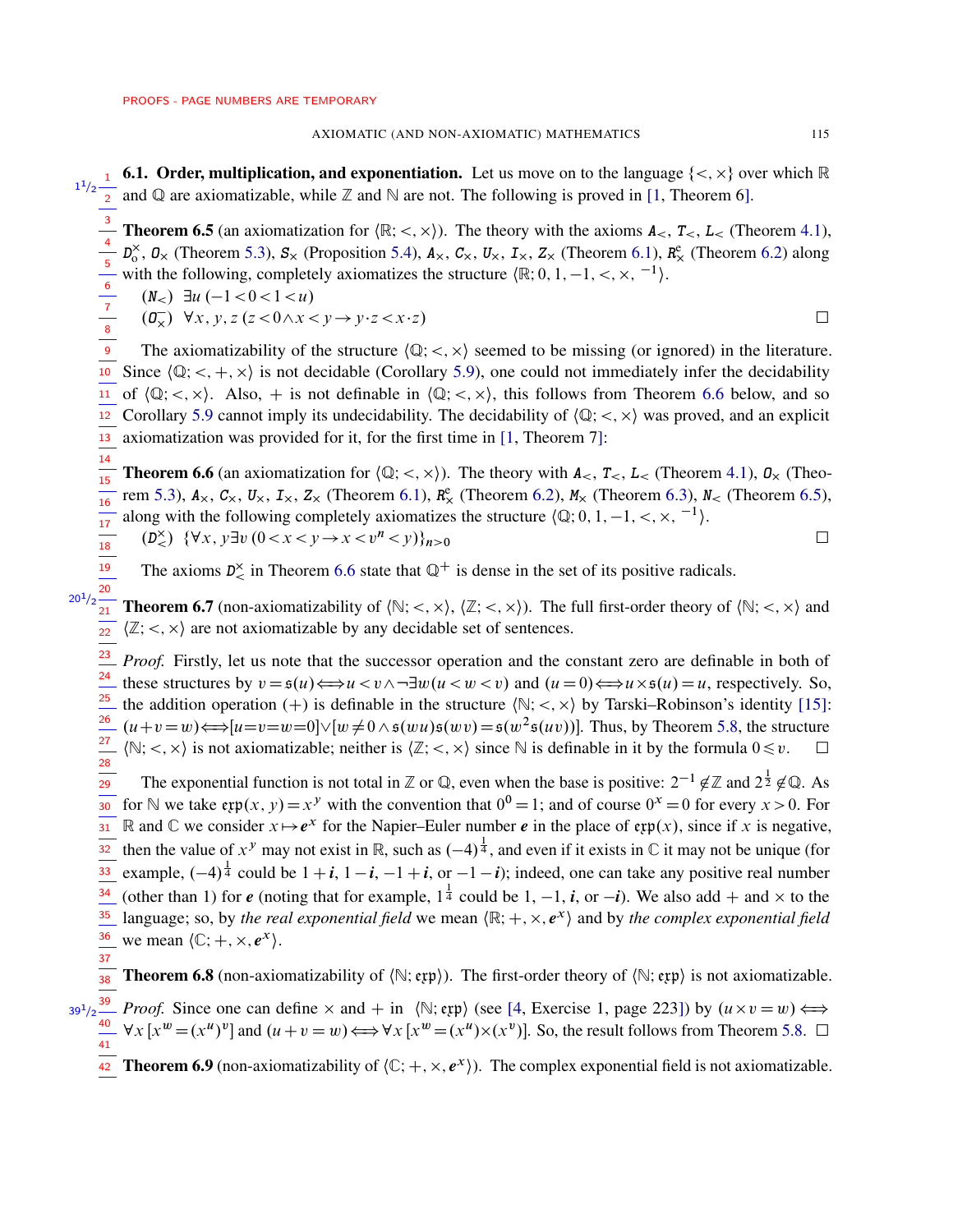### 6.1. Order, multiplication, and exponentiation.

Let us move on to the language $\{<, \times\}$ over which $\mathbb{R}$ and $\mathbb{Q}$ are axiomatizable, while $\mathbb{Z}$ and $\mathbb{N}$ are not. The following is proved in [1, Theorem 6].

**Theorem 6.5** (an axiomatization for $\langle \mathbb{R}; <, \times \rangle$). The theory with the axioms $A_<$, $T_<$, $L_<$ (Theorem 4.1), $D_o^\times$, $O_\times$ (Theorem 5.3), $S_\times$ (Proposition 5.4), $A_\times$, $C_\times$, $U_\times$, $I_\times$, $Z_\times$ (Theorem 6.1), $R_\times^e$ (Theorem 6.2) along with the following, completely axiomatizes the structure $\langle \mathbb{R}; 0, 1, -1, <, \times, {}^{-1} \rangle$.

($N_<$) $\exists u\, (-1 < 0 < 1 < u)$

($O_\times^-$) $\forall x, y, z\, (z < 0 \wedge x < y \rightarrow y \cdot z < x \cdot z)$ □

The axiomatizability of the structure $\langle \mathbb{Q}; <, \times \rangle$ seemed to be missing (or ignored) in the literature. Since $\langle \mathbb{Q}; <, +, \times \rangle$ is not decidable (Corollary 5.9), one could not immediately infer the decidability of $\langle \mathbb{Q}; <, \times \rangle$. Also, $+$ is not definable in $\langle \mathbb{Q}; <, \times \rangle$, this follows from Theorem 6.6 below, and so Corollary 5.9 cannot imply its undecidability. The decidability of $\langle \mathbb{Q}; <, \times \rangle$ was proved, and an explicit axiomatization was provided for it, for the first time in [1, Theorem 7]:

**Theorem 6.6** (an axiomatization for $\langle \mathbb{Q}; <, \times \rangle$). The theory with $A_<$, $T_<$, $L_<$ (Theorem 4.1), $O_\times$ (Theorem 5.3), $A_\times$, $C_\times$, $U_\times$, $I_\times$, $Z_\times$ (Theorem 6.1), $R_\times^e$ (Theorem 6.2), $M_\times$ (Theorem 6.3), $N_<$ (Theorem 6.5), along with the following completely axiomatizes the structure $\langle \mathbb{Q}; 0, 1, -1, <, \times, {}^{-1} \rangle$.

($D_<^\times$) $\{\forall x, y \exists v\, (0 < x < y \rightarrow x < v^n < y)\}_{n>0}$ □

The axioms $D_<^\times$ in Theorem 6.6 state that $\mathbb{Q}^+$ is dense in the set of its positive radicals.

**Theorem 6.7** (non-axiomatizability of $\langle \mathbb{N}; <, \times \rangle$, $\langle \mathbb{Z}; <, \times \rangle$). The full first-order theory of $\langle \mathbb{N}; <, \times \rangle$ and $\langle \mathbb{Z}; <, \times \rangle$ are not axiomatizable by any decidable set of sentences.

*Proof.* Firstly, let us note that the successor operation and the constant zero are definable in both of these structures by $v = \mathfrak{s}(u) \Longleftrightarrow u < v \wedge \neg \exists w (u < w < v)$ and $(u = 0) \Longleftrightarrow u \times \mathfrak{s}(u) = u$, respectively. So, the addition operation $(+)$ is definable in the structure $\langle \mathbb{N}; <, \times \rangle$ by Tarski–Robinson's identity [15]: $(u + v = w) \Longleftrightarrow [u = v = w = 0] \vee [w \neq 0 \wedge \mathfrak{s}(wu)\mathfrak{s}(wv) = \mathfrak{s}(w^2\mathfrak{s}(uv))]$. Thus, by Theorem 5.8, the structure $\langle \mathbb{N}; <, \times \rangle$ is not axiomatizable; neither is $\langle \mathbb{Z}; <, \times \rangle$ since $\mathbb{N}$ is definable in it by the formula $0 \leqslant v$. □

The exponential function is not total in $\mathbb{Z}$ or $\mathbb{Q}$, even when the base is positive: $2^{-1} \notin \mathbb{Z}$ and $2^{\frac{1}{2}} \notin \mathbb{Q}$. As for $\mathbb{N}$ we take $\mathfrak{exp}(x, y) = x^y$ with the convention that $0^0 = 1$; and of course $0^x = 0$ for every $x > 0$. For $\mathbb{R}$ and $\mathbb{C}$ we consider $x \mapsto \boldsymbol{e}^x$ for the Napier–Euler number $\boldsymbol{e}$ in the place of $\mathfrak{exp}(x)$, since if $x$ is negative, then the value of $x^y$ may not exist in $\mathbb{R}$, such as $(-4)^{\frac{1}{4}}$, and even if it exists in $\mathbb{C}$ it may not be unique (for example, $(-4)^{\frac{1}{4}}$ could be $1 + \boldsymbol{i}$, $1 - \boldsymbol{i}$, $-1 + \boldsymbol{i}$, or $-1 - \boldsymbol{i}$); indeed, one can take any positive real number (other than 1) for $\boldsymbol{e}$ (noting that for example, $1^{\frac{1}{4}}$ could be $1$, $-1$, $\boldsymbol{i}$, or $-\boldsymbol{i}$). We also add $+$ and $\times$ to the language; so, by *the real exponential field* we mean $\langle \mathbb{R}; +, \times, \boldsymbol{e}^x \rangle$ and by *the complex exponential field* we mean $\langle \mathbb{C}; +, \times, \boldsymbol{e}^x \rangle$.

**Theorem 6.8** (non-axiomatizability of $\langle \mathbb{N}; \mathfrak{exp} \rangle$). The first-order theory of $\langle \mathbb{N}; \mathfrak{exp} \rangle$ is not axiomatizable.

*Proof.* Since one can define $\times$ and $+$ in $\langle \mathbb{N}; \mathfrak{exp} \rangle$ (see [4, Exercise 1, page 223]) by $(u \times v = w) \Longleftrightarrow \forall x\, [x^w = (x^u)^v]$ and $(u + v = w) \Longleftrightarrow \forall x\, [x^w = (x^u) \times (x^v)]$. So, the result follows from Theorem 5.8. □

**Theorem 6.9** (non-axiomatizability of $\langle \mathbb{C}; +, \times, \boldsymbol{e}^x \rangle$). The complex exponential field is not axiomatizable.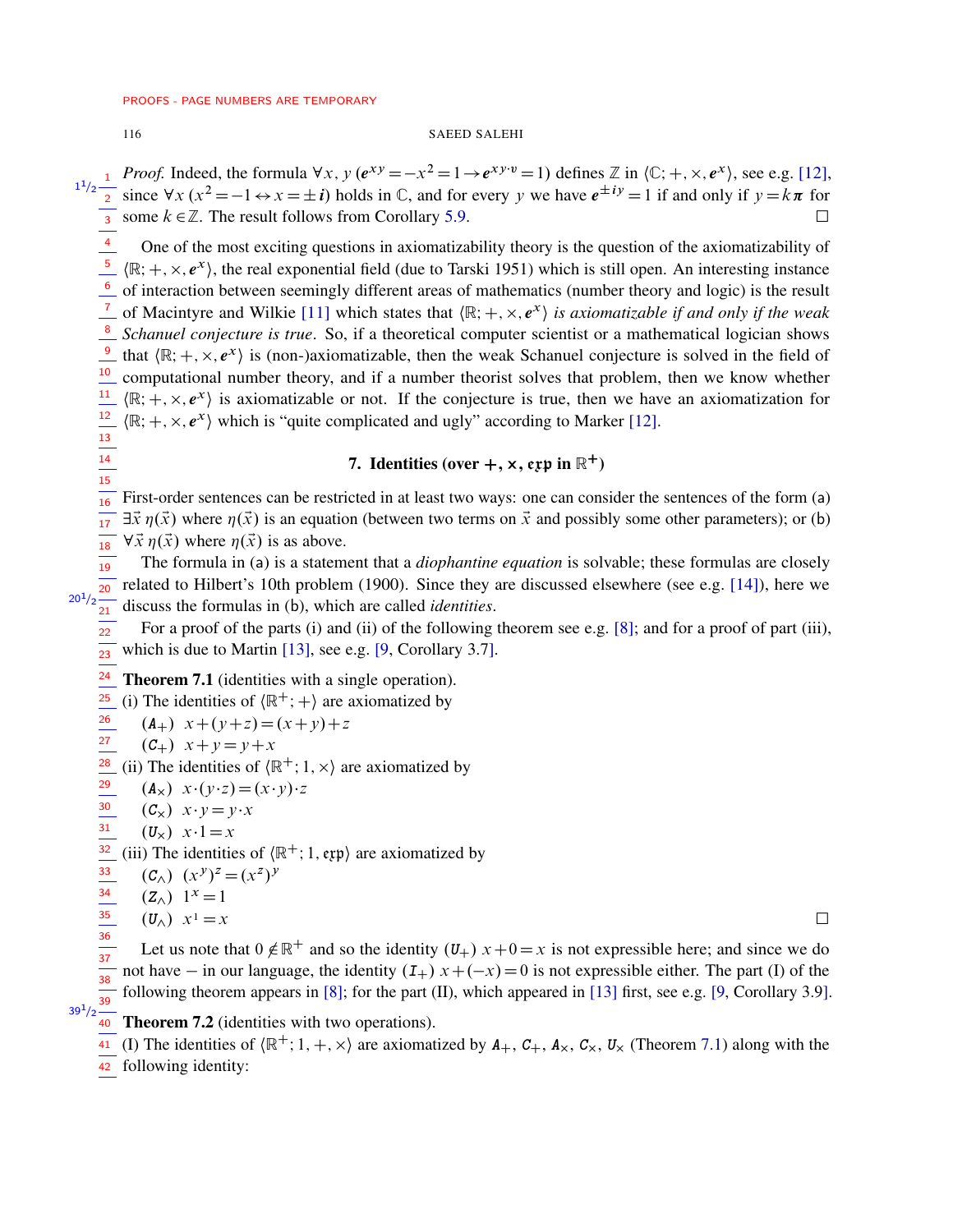*Proof.* Indeed, the formula $\forall x, y\,(e^{xy} = -x^2 = 1 \rightarrow e^{xy \cdot v} = 1)$ defines $\mathbb{Z}$ in $\langle \mathbb{C}; +, \times, e^x \rangle$, see e.g. [12], since $\forall x\,(x^2 = -1 \leftrightarrow x = \pm i)$ holds in $\mathbb{C}$, and for every $y$ we have $e^{\pm iy} = 1$ if and only if $y = k\pi$ for some $k \in \mathbb{Z}$. The result follows from Corollary 5.9. □

One of the most exciting questions in axiomatizability theory is the question of the axiomatizability of $\langle \mathbb{R}; +, \times, e^x \rangle$, the real exponential field (due to Tarski 1951) which is still open. An interesting instance of interaction between seemingly different areas of mathematics (number theory and logic) is the result of Macintyre and Wilkie [11] which states that $\langle \mathbb{R}; +, \times, e^x \rangle$ *is axiomatizable if and only if the weak Schanuel conjecture is true*. So, if a theoretical computer scientist or a mathematical logician shows that $\langle \mathbb{R}; +, \times, e^x \rangle$ is (non-)axiomatizable, then the weak Schanuel conjecture is solved in the field of computational number theory, and if a number theorist solves that problem, then we know whether $\langle \mathbb{R}; +, \times, e^x \rangle$ is axiomatizable or not. If the conjecture is true, then we have an axiomatization for $\langle \mathbb{R}; +, \times, e^x \rangle$ which is "quite complicated and ugly" according to Marker [12].

## 7. Identities (over $+$, $\times$, $\mathfrak{exp}$ in $\mathbb{R}^+$)

First-order sentences can be restricted in at least two ways: one can consider the sentences of the form (a) $\exists \vec{x}\, \eta(\vec{x})$ where $\eta(\vec{x})$ is an equation (between two terms on $\vec{x}$ and possibly some other parameters); or (b) $\forall \vec{x}\, \eta(\vec{x})$ where $\eta(\vec{x})$ is as above.

The formula in (a) is a statement that a *diophantine equation* is solvable; these formulas are closely related to Hilbert's 10th problem (1900). Since they are discussed elsewhere (see e.g. [14]), here we discuss the formulas in (b), which are called *identities*.

For a proof of the parts (i) and (ii) of the following theorem see e.g. [8]; and for a proof of part (iii), which is due to Martin [13], see e.g. [9, Corollary 3.7].

**Theorem 7.1** (identities with a single operation).
(i) The identities of $\langle \mathbb{R}^+; + \rangle$ are axiomatized by

$(A_+)$ $x + (y + z) = (x + y) + z$
$(C_+)$ $x + y = y + x$

(ii) The identities of $\langle \mathbb{R}^+; 1, \times \rangle$ are axiomatized by

$(A_\times)$ $x \cdot (y \cdot z) = (x \cdot y) \cdot z$
$(C_\times)$ $x \cdot y = y \cdot x$
$(U_\times)$ $x \cdot 1 = x$

(iii) The identities of $\langle \mathbb{R}^+; 1, \mathfrak{exp} \rangle$ are axiomatized by

$(C_\wedge)$ $(x^y)^z = (x^z)^y$
$(Z_\wedge)$ $1^x = 1$
$(U_\wedge)$ $x^1 = x$ □

Let us note that $0 \notin \mathbb{R}^+$ and so the identity $(U_+)$ $x + 0 = x$ is not expressible here; and since we do not have $-$ in our language, the identity $(I_+)$ $x + (-x) = 0$ is not expressible either. The part (I) of the following theorem appears in [8]; for the part (II), which appeared in [13] first, see e.g. [9, Corollary 3.9].

**Theorem 7.2** (identities with two operations).
(I) The identities of $\langle \mathbb{R}^+; 1, +, \times \rangle$ are axiomatized by $A_+$, $C_+$, $A_\times$, $C_\times$, $U_\times$ (Theorem 7.1) along with the following identity: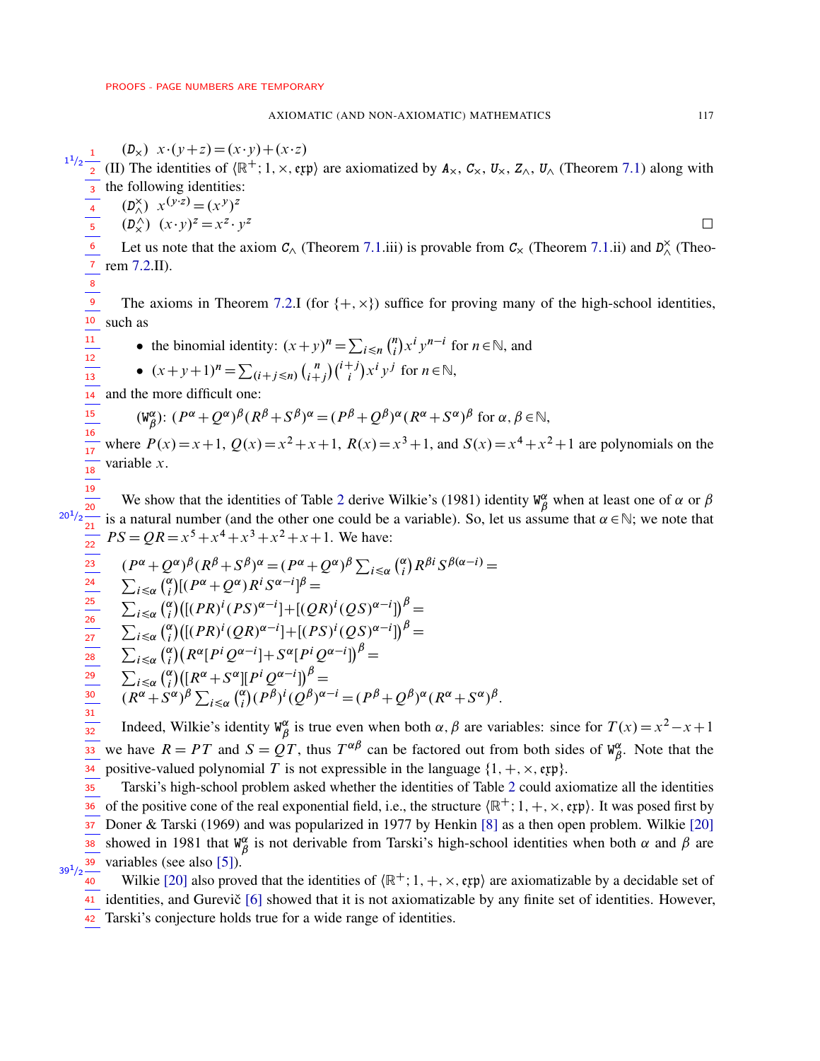($D_\times$) $x\cdot(y+z)=(x\cdot y)+(x\cdot z)$

(II) The identities of $\langle\mathbb{R}^+;1,\times,\mathfrak{exp}\rangle$ are axiomatized by $A_\times$, $C_\times$, $U_\times$, $Z_\wedge$, $U_\wedge$ (Theorem 7.1) along with the following identities:

($D^\times_\wedge$) $x^{(y\cdot z)}=(x^y)^z$

($D^\wedge_\times$) $(x\cdot y)^z=x^z\cdot y^z$ □

Let us note that the axiom $C_\wedge$ (Theorem 7.1.iii) is provable from $C_\times$ (Theorem 7.1.ii) and $D^\times_\wedge$ (Theorem 7.2.II).

The axioms in Theorem 7.2.I (for $\{+,\times\}$) suffice for proving many of the high-school identities, such as

- the binomial identity: $(x+y)^n=\sum_{i\leqslant n}\binom{n}{i}x^i\,y^{n-i}$ for $n\in\mathbb{N}$, and
- $(x+y+1)^n=\sum_{(i+j\leqslant n)}\binom{n}{i+j}\binom{i+j}{i}x^i\,y^j$ for $n\in\mathbb{N}$,

and the more difficult one:

($W^\alpha_\beta$): $(P^\alpha+Q^\alpha)^\beta(R^\beta+S^\beta)^\alpha=(P^\beta+Q^\beta)^\alpha(R^\alpha+S^\alpha)^\beta$ for $\alpha,\beta\in\mathbb{N}$,

where $P(x)=x+1$, $Q(x)=x^2+x+1$, $R(x)=x^3+1$, and $S(x)=x^4+x^2+1$ are polynomials on the variable $x$.

We show that the identities of Table 2 derive Wilkie's (1981) identity $W^\alpha_\beta$ when at least one of $\alpha$ or $\beta$ is a natural number (and the other one could be a variable). So, let us assume that $\alpha\in\mathbb{N}$; we note that $PS=QR=x^5+x^4+x^3+x^2+x+1$. We have:

$$
\begin{aligned}
&(P^\alpha+Q^\alpha)^\beta(R^\beta+S^\beta)^\alpha=(P^\alpha+Q^\alpha)^\beta\textstyle\sum_{i\leqslant\alpha}\binom{\alpha}{i}R^{\beta i}S^{\beta(\alpha-i)}=\\
&\textstyle\sum_{i\leqslant\alpha}\binom{\alpha}{i}[(P^\alpha+Q^\alpha)R^iS^{\alpha-i}]^\beta=\\
&\textstyle\sum_{i\leqslant\alpha}\binom{\alpha}{i}\big([(PR)^i(PS)^{\alpha-i}]+[(QR)^i(QS)^{\alpha-i}]\big)^\beta=\\
&\textstyle\sum_{i\leqslant\alpha}\binom{\alpha}{i}\big([(PR)^i(QR)^{\alpha-i}]+[(PS)^i(QS)^{\alpha-i}]\big)^\beta=\\
&\textstyle\sum_{i\leqslant\alpha}\binom{\alpha}{i}\big(R^\alpha[P^iQ^{\alpha-i}]+S^\alpha[P^iQ^{\alpha-i}]\big)^\beta=\\
&\textstyle\sum_{i\leqslant\alpha}\binom{\alpha}{i}\big([R^\alpha+S^\alpha][P^iQ^{\alpha-i}]\big)^\beta=\\
&(R^\alpha+S^\alpha)^\beta\textstyle\sum_{i\leqslant\alpha}\binom{\alpha}{i}(P^\beta)^i(Q^\beta)^{\alpha-i}=(P^\beta+Q^\beta)^\alpha(R^\alpha+S^\alpha)^\beta.
\end{aligned}
$$

Indeed, Wilkie's identity $W^\alpha_\beta$ is true even when both $\alpha,\beta$ are variables: since for $T(x)=x^2-x+1$ we have $R=PT$ and $S=QT$, thus $T^{\alpha\beta}$ can be factored out from both sides of $W^\alpha_\beta$. Note that the positive-valued polynomial $T$ is not expressible in the language $\{1,+,\times,\mathfrak{exp}\}$.

Tarski's high-school problem asked whether the identities of Table 2 could axiomatize all the identities of the positive cone of the real exponential field, i.e., the structure $\langle\mathbb{R}^+;1,+,\times,\mathfrak{exp}\rangle$. It was posed first by Doner & Tarski (1969) and was popularized in 1977 by Henkin [8] as a then open problem. Wilkie [20] showed in 1981 that $W^\alpha_\beta$ is not derivable from Tarski's high-school identities when both $\alpha$ and $\beta$ are variables (see also [5]).

Wilkie [20] also proved that the identities of $\langle\mathbb{R}^+;1,+,\times,\mathfrak{exp}\rangle$ are axiomatizable by a decidable set of identities, and Gurevič [6] showed that it is not axiomatizable by any finite set of identities. However, Tarski's conjecture holds true for a wide range of identities.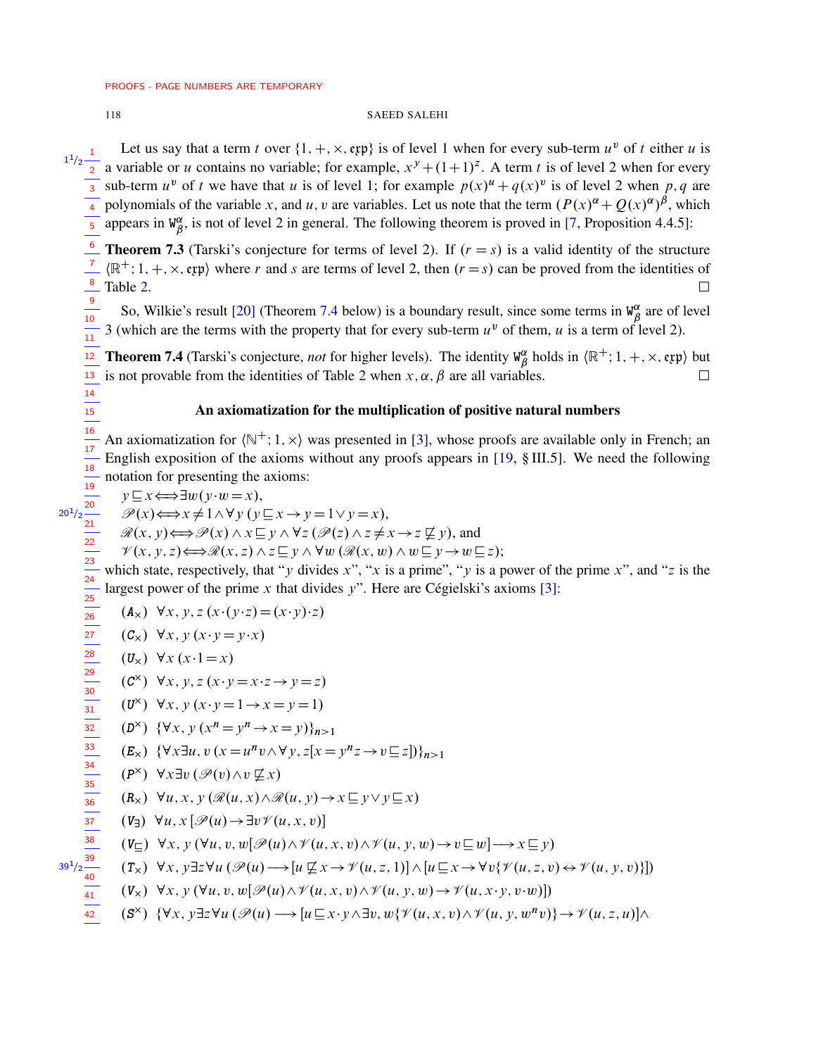Let us say that a term $t$ over $\{1, +, \times, \mathfrak{exp}\}$ is of level 1 when for every sub-term $u^v$ of $t$ either $u$ is a variable or $u$ contains no variable; for example, $x^y + (1+1)^z$. A term $t$ is of level 2 when for every sub-term $u^v$ of $t$ we have that $u$ is of level 1; for example $p(x)^u + q(x)^v$ is of level 2 when $p, q$ are polynomials of the variable $x$, and $u, v$ are variables. Let us note that the term $(P(x)^\alpha + Q(x)^\alpha)^\beta$, which appears in $\mathtt{W}^\alpha_\beta$, is not of level 2 in general. The following theorem is proved in [7, Proposition 4.4.5]:

**Theorem 7.3** (Tarski's conjecture for terms of level 2). If $(r = s)$ is a valid identity of the structure $\langle \mathbb{R}^+; 1, +, \times, \mathfrak{exp}\rangle$ where $r$ and $s$ are terms of level 2, then $(r = s)$ can be proved from the identities of Table 2. □

So, Wilkie's result [20] (Theorem 7.4 below) is a boundary result, since some terms in $\mathtt{W}^\alpha_\beta$ are of level 3 (which are the terms with the property that for every sub-term $u^v$ of them, $u$ is a term of level 2).

**Theorem 7.4** (Tarski's conjecture, *not* for higher levels). The identity $\mathtt{W}^\alpha_\beta$ holds in $\langle \mathbb{R}^+; 1, +, \times, \mathfrak{exp}\rangle$ but is not provable from the identities of Table 2 when $x, \alpha, \beta$ are all variables. □

## An axiomatization for the multiplication of positive natural numbers

An axiomatization for $\langle \mathbb{N}^+; 1, \times\rangle$ was presented in [3], whose proofs are available only in French; an English exposition of the axioms without any proofs appears in [19, § III.5]. We need the following notation for presenting the axioms:

$y \sqsubseteq x \Longleftrightarrow \exists w (y \cdot w = x)$,
$\mathscr{P}(x) \Longleftrightarrow x \neq 1 \wedge \forall y\, (y \sqsubseteq x \rightarrow y = 1 \vee y = x)$,
$\mathscr{R}(x, y) \Longleftrightarrow \mathscr{P}(x) \wedge x \sqsubseteq y \wedge \forall z\, (\mathscr{P}(z) \wedge z \neq x \rightarrow z \not\sqsubseteq y)$, and
$\mathscr{V}(x, y, z) \Longleftrightarrow \mathscr{R}(x, z) \wedge z \sqsubseteq y \wedge \forall w\, (\mathscr{R}(x, w) \wedge w \sqsubseteq y \rightarrow w \sqsubseteq z)$;

which state, respectively, that "$y$ divides $x$", "$x$ is a prime", "$y$ is a power of the prime $x$", and "$z$ is the largest power of the prime $x$ that divides $y$". Here are Cégielski's axioms [3]:

($A_\times$) $\forall x, y, z\, (x\cdot(y\cdot z) = (x\cdot y)\cdot z)$
($C_\times$) $\forall x, y\, (x\cdot y = y\cdot x)$
($U_\times$) $\forall x\, (x\cdot 1 = x)$
($C^\times$) $\forall x, y, z\, (x\cdot y = x\cdot z \rightarrow y = z)$
($U^\times$) $\forall x, y\, (x\cdot y = 1 \rightarrow x = y = 1)$
($D^\times$) $\{\forall x, y\, (x^n = y^n \rightarrow x = y)\}_{n>1}$
($E_\times$) $\{\forall x \exists u, v\, (x = u^n v \wedge \forall y, z[x = y^n z \rightarrow v \sqsubseteq z])\}_{n>1}$
($P^\times$) $\forall x \exists v\, (\mathscr{P}(v) \wedge v \not\sqsubseteq x)$
($R_\times$) $\forall u, x, y\, (\mathscr{R}(u, x) \wedge \mathscr{R}(u, y) \rightarrow x \sqsubseteq y \vee y \sqsubseteq x)$
($V_\exists$) $\forall u, x\, [\mathscr{P}(u) \rightarrow \exists v \mathscr{V}(u, x, v)]$
($V_\sqsubseteq$) $\forall x, y\, (\forall u, v, w[\mathscr{P}(u) \wedge \mathscr{V}(u, x, v) \wedge \mathscr{V}(u, y, w) \rightarrow v \sqsubseteq w] \longrightarrow x \sqsubseteq y)$
($T_\times$) $\forall x, y \exists z \forall u\, (\mathscr{P}(u) \longrightarrow [u \not\sqsubseteq x \rightarrow \mathscr{V}(u, z, 1)] \wedge [u \sqsubseteq x \rightarrow \forall v\{\mathscr{V}(u, z, v) \leftrightarrow \mathscr{V}(u, y, v)\}])$
($V_\times$) $\forall x, y\, (\forall u, v, w[\mathscr{P}(u) \wedge \mathscr{V}(u, x, v) \wedge \mathscr{V}(u, y, w) \rightarrow \mathscr{V}(u, x\cdot y, v\cdot w)])$
($S^\times$) $\{\forall x, y \exists z \forall u\, (\mathscr{P}(u) \longrightarrow [u \sqsubseteq x\cdot y \wedge \exists v, w\{\mathscr{V}(u, x, v) \wedge \mathscr{V}(u, y, w^n v)\} \rightarrow \mathscr{V}(u, z, u)] \wedge$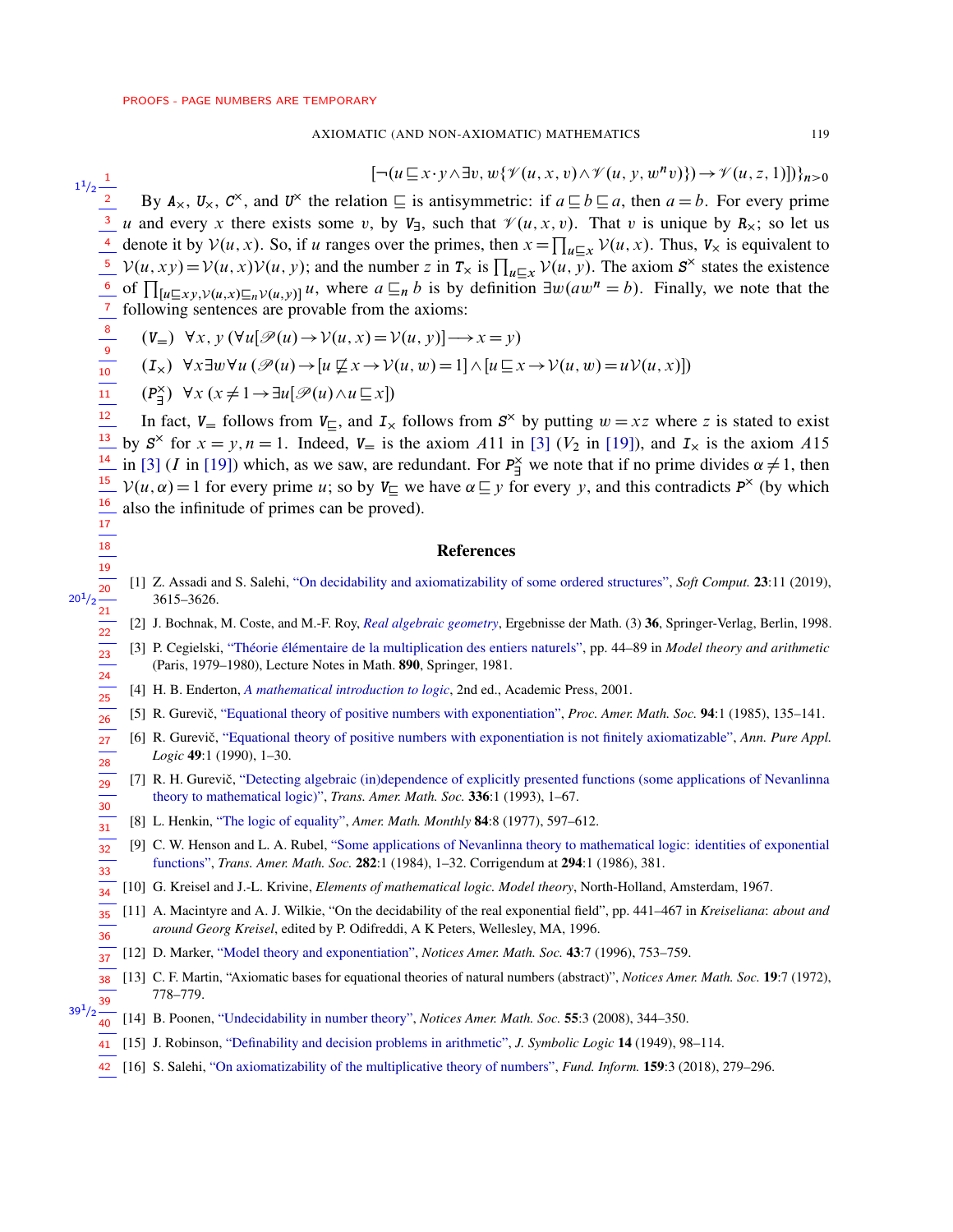$$[\neg(u \sqsubseteq x \cdot y \wedge \exists v, w\{\mathscr{V}(u,x,v) \wedge \mathscr{V}(u,y,w^n v)\}) \rightarrow \mathscr{V}(u,z,1)])\}_{n>0}$$

By $A_\times$, $U_\times$, $C^\times$, and $U^\times$ the relation $\sqsubseteq$ is antisymmetric: if $a \sqsubseteq b \sqsubseteq a$, then $a = b$. For every prime $u$ and every $x$ there exists some $v$, by $V_\exists$, such that $\mathscr{V}(u,x,v)$. That $v$ is unique by $R_\times$; so let us denote it by $\mathcal{V}(u,x)$. So, if $u$ ranges over the primes, then $x = \prod_{u \sqsubseteq x} \mathcal{V}(u,x)$. Thus, $V_\times$ is equivalent to $\mathcal{V}(u,xy) = \mathcal{V}(u,x)\mathcal{V}(u,y)$; and the number $z$ in $T_\times$ is $\prod_{u \sqsubseteq x} \mathcal{V}(u,y)$. The axiom $S^\times$ states the existence of $\prod_{[u \sqsubseteq xy, \mathcal{V}(u,x) \sqsubseteq_n \mathcal{V}(u,y)]} u$, where $a \sqsubseteq_n b$ is by definition $\exists w (aw^n = b)$. Finally, we note that the following sentences are provable from the axioms:

($V_=$) $\forall x, y\, (\forall u[\mathscr{P}(u) \rightarrow \mathcal{V}(u,x) = \mathcal{V}(u,y)] \longrightarrow x = y)$

($I_\times$) $\forall x \exists w \forall u\, (\mathscr{P}(u) \rightarrow [u \not\sqsubseteq x \rightarrow \mathcal{V}(u,w) = 1] \wedge [u \sqsubseteq x \rightarrow \mathcal{V}(u,w) = u\mathcal{V}(u,x)])$

($P^\times_\exists$) $\forall x\, (x \neq 1 \rightarrow \exists u[\mathscr{P}(u) \wedge u \sqsubseteq x])$

In fact, $V_=$ follows from $V_\sqsubseteq$, and $I_\times$ follows from $S^\times$ by putting $w = xz$ where $z$ is stated to exist by $S^\times$ for $x = y, n = 1$. Indeed, $V_=$ is the axiom $A11$ in [3] ($V_2$ in [19]), and $I_\times$ is the axiom $A15$ in [3] ($I$ in [19]) which, as we saw, are redundant. For $P^\times_\exists$ we note that if no prime divides $\alpha \neq 1$, then $\mathcal{V}(u,\alpha) = 1$ for every prime $u$; so by $V_\sqsubseteq$ we have $\alpha \sqsubseteq y$ for every $y$, and this contradicts $P^\times$ (by which also the infinitude of primes can be proved).

## References

[1] Z. Assadi and S. Salehi, "On decidability and axiomatizability of some ordered structures", *Soft Comput.* **23**:11 (2019), 3615–3626.

[2] J. Bochnak, M. Coste, and M.-F. Roy, *Real algebraic geometry*, Ergebnisse der Math. (3) **36**, Springer-Verlag, Berlin, 1998.

[3] P. Cegielski, "Théorie élémentaire de la multiplication des entiers naturels", pp. 44–89 in *Model theory and arithmetic* (Paris, 1979–1980), Lecture Notes in Math. **890**, Springer, 1981.

[4] H. B. Enderton, *A mathematical introduction to logic*, 2nd ed., Academic Press, 2001.

[5] R. Gurevič, "Equational theory of positive numbers with exponentiation", *Proc. Amer. Math. Soc.* **94**:1 (1985), 135–141.

[6] R. Gurevič, "Equational theory of positive numbers with exponentiation is not finitely axiomatizable", *Ann. Pure Appl. Logic* **49**:1 (1990), 1–30.

[7] R. H. Gurevič, "Detecting algebraic (in)dependence of explicitly presented functions (some applications of Nevanlinna theory to mathematical logic)", *Trans. Amer. Math. Soc.* **336**:1 (1993), 1–67.

[8] L. Henkin, "The logic of equality", *Amer. Math. Monthly* **84**:8 (1977), 597–612.

[9] C. W. Henson and L. A. Rubel, "Some applications of Nevanlinna theory to mathematical logic: identities of exponential functions", *Trans. Amer. Math. Soc.* **282**:1 (1984), 1–32. Corrigendum at **294**:1 (1986), 381.

[10] G. Kreisel and J.-L. Krivine, *Elements of mathematical logic. Model theory*, North-Holland, Amsterdam, 1967.

[11] A. Macintyre and A. J. Wilkie, "On the decidability of the real exponential field", pp. 441–467 in *Kreiseliana: about and around Georg Kreisel*, edited by P. Odifreddi, A K Peters, Wellesley, MA, 1996.

[12] D. Marker, "Model theory and exponentiation", *Notices Amer. Math. Soc.* **43**:7 (1996), 753–759.

[13] C. F. Martin, "Axiomatic bases for equational theories of natural numbers (abstract)", *Notices Amer. Math. Soc.* **19**:7 (1972), 778–779.

[14] B. Poonen, "Undecidability in number theory", *Notices Amer. Math. Soc.* **55**:3 (2008), 344–350.

[15] J. Robinson, "Definability and decision problems in arithmetic", *J. Symbolic Logic* **14** (1949), 98–114.

[16] S. Salehi, "On axiomatizability of the multiplicative theory of numbers", *Fund. Inform.* **159**:3 (2018), 279–296.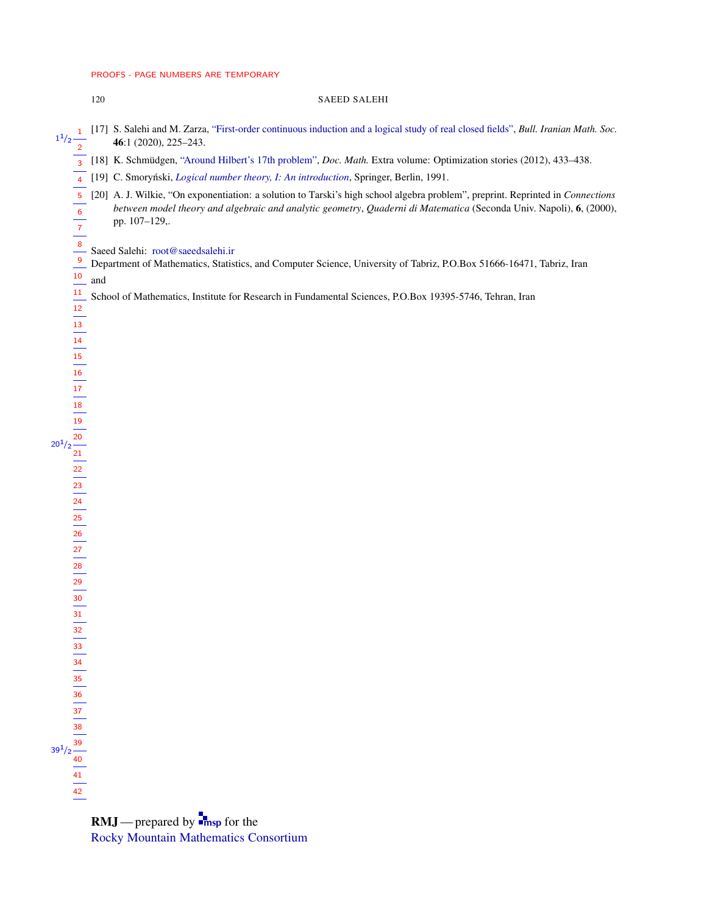[17] S. Salehi and M. Zarza, "First-order continuous induction and a logical study of real closed fields", *Bull. Iranian Math. Soc.* **46**:1 (2020), 225–243.

[18] K. Schmüdgen, "Around Hilbert's 17th problem", *Doc. Math.* Extra volume: Optimization stories (2012), 433–438.

[19] C. Smoryński, *Logical number theory, I: An introduction*, Springer, Berlin, 1991.

[20] A. J. Wilkie, "On exponentiation: a solution to Tarski's high school algebra problem", preprint. Reprinted in *Connections between model theory and algebraic and analytic geometry*, *Quaderni di Matematica* (Seconda Univ. Napoli), **6**, (2000), pp. 107–129,.

Saeed Salehi: root@saeedsalehi.ir
Department of Mathematics, Statistics, and Computer Science, University of Tabriz, P.O.Box 51666-16471, Tabriz, Iran
and
School of Mathematics, Institute for Research in Fundamental Sciences, P.O.Box 19395-5746, Tehran, Iran